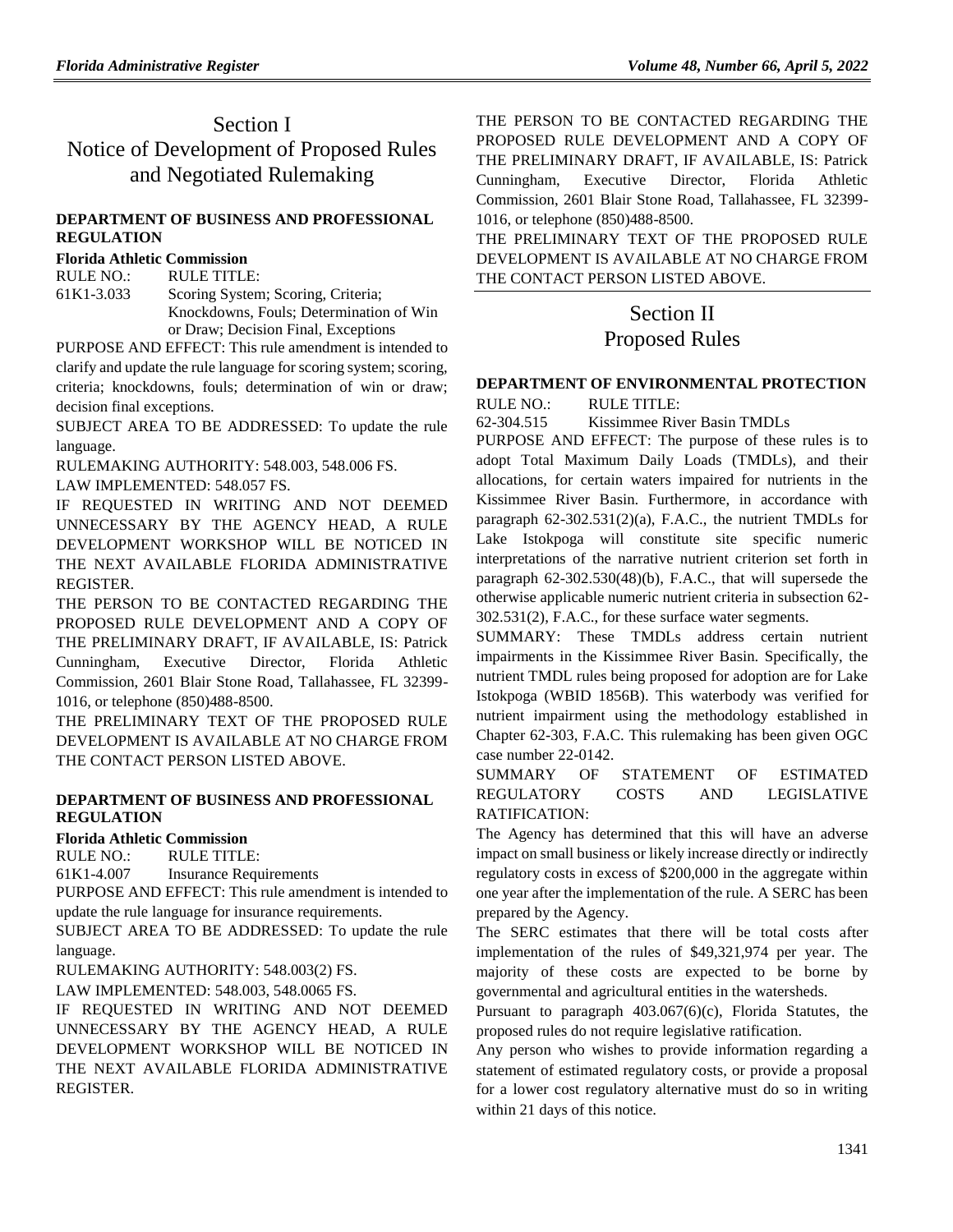# Section I
# Notice of Development of Proposed Rules and Negotiated Rulemaking

### DEPARTMENT OF BUSINESS AND PROFESSIONAL REGULATION

**Florida Athletic Commission**

RULE NO.: RULE TITLE:

61K1-3.033 Scoring System; Scoring, Criteria; Knockdowns, Fouls; Determination of Win or Draw; Decision Final, Exceptions

PURPOSE AND EFFECT: This rule amendment is intended to clarify and update the rule language for scoring system; scoring, criteria; knockdowns, fouls; determination of win or draw; decision final exceptions.

SUBJECT AREA TO BE ADDRESSED: To update the rule language.

RULEMAKING AUTHORITY: 548.003, 548.006 FS.

LAW IMPLEMENTED: 548.057 FS.

IF REQUESTED IN WRITING AND NOT DEEMED UNNECESSARY BY THE AGENCY HEAD, A RULE DEVELOPMENT WORKSHOP WILL BE NOTICED IN THE NEXT AVAILABLE FLORIDA ADMINISTRATIVE REGISTER.

THE PERSON TO BE CONTACTED REGARDING THE PROPOSED RULE DEVELOPMENT AND A COPY OF THE PRELIMINARY DRAFT, IF AVAILABLE, IS: Patrick Cunningham, Executive Director, Florida Athletic Commission, 2601 Blair Stone Road, Tallahassee, FL 32399-1016, or telephone (850)488-8500.

THE PRELIMINARY TEXT OF THE PROPOSED RULE DEVELOPMENT IS AVAILABLE AT NO CHARGE FROM THE CONTACT PERSON LISTED ABOVE.

### DEPARTMENT OF BUSINESS AND PROFESSIONAL REGULATION

**Florida Athletic Commission**

RULE NO.: RULE TITLE:

61K1-4.007 Insurance Requirements

PURPOSE AND EFFECT: This rule amendment is intended to update the rule language for insurance requirements.

SUBJECT AREA TO BE ADDRESSED: To update the rule language.

RULEMAKING AUTHORITY: 548.003(2) FS.

LAW IMPLEMENTED: 548.003, 548.0065 FS.

IF REQUESTED IN WRITING AND NOT DEEMED UNNECESSARY BY THE AGENCY HEAD, A RULE DEVELOPMENT WORKSHOP WILL BE NOTICED IN THE NEXT AVAILABLE FLORIDA ADMINISTRATIVE REGISTER.

THE PERSON TO BE CONTACTED REGARDING THE PROPOSED RULE DEVELOPMENT AND A COPY OF THE PRELIMINARY DRAFT, IF AVAILABLE, IS: Patrick Cunningham, Executive Director, Florida Athletic Commission, 2601 Blair Stone Road, Tallahassee, FL 32399-1016, or telephone (850)488-8500.

THE PRELIMINARY TEXT OF THE PROPOSED RULE DEVELOPMENT IS AVAILABLE AT NO CHARGE FROM THE CONTACT PERSON LISTED ABOVE.

# Section II
# Proposed Rules

### DEPARTMENT OF ENVIRONMENTAL PROTECTION

RULE NO.: RULE TITLE:

62-304.515 Kissimmee River Basin TMDLs

PURPOSE AND EFFECT: The purpose of these rules is to adopt Total Maximum Daily Loads (TMDLs), and their allocations, for certain waters impaired for nutrients in the Kissimmee River Basin. Furthermore, in accordance with paragraph 62-302.531(2)(a), F.A.C., the nutrient TMDLs for Lake Istokpoga will constitute site specific numeric interpretations of the narrative nutrient criterion set forth in paragraph 62-302.530(48)(b), F.A.C., that will supersede the otherwise applicable numeric nutrient criteria in subsection 62-302.531(2), F.A.C., for these surface water segments.

SUMMARY: These TMDLs address certain nutrient impairments in the Kissimmee River Basin. Specifically, the nutrient TMDL rules being proposed for adoption are for Lake Istokpoga (WBID 1856B). This waterbody was verified for nutrient impairment using the methodology established in Chapter 62-303, F.A.C. This rulemaking has been given OGC case number 22-0142.

SUMMARY OF STATEMENT OF ESTIMATED REGULATORY COSTS AND LEGISLATIVE RATIFICATION:

The Agency has determined that this will have an adverse impact on small business or likely increase directly or indirectly regulatory costs in excess of $200,000 in the aggregate within one year after the implementation of the rule. A SERC has been prepared by the Agency.

The SERC estimates that there will be total costs after implementation of the rules of $49,321,974 per year. The majority of these costs are expected to be borne by governmental and agricultural entities in the watersheds.

Pursuant to paragraph 403.067(6)(c), Florida Statutes, the proposed rules do not require legislative ratification.

Any person who wishes to provide information regarding a statement of estimated regulatory costs, or provide a proposal for a lower cost regulatory alternative must do so in writing within 21 days of this notice.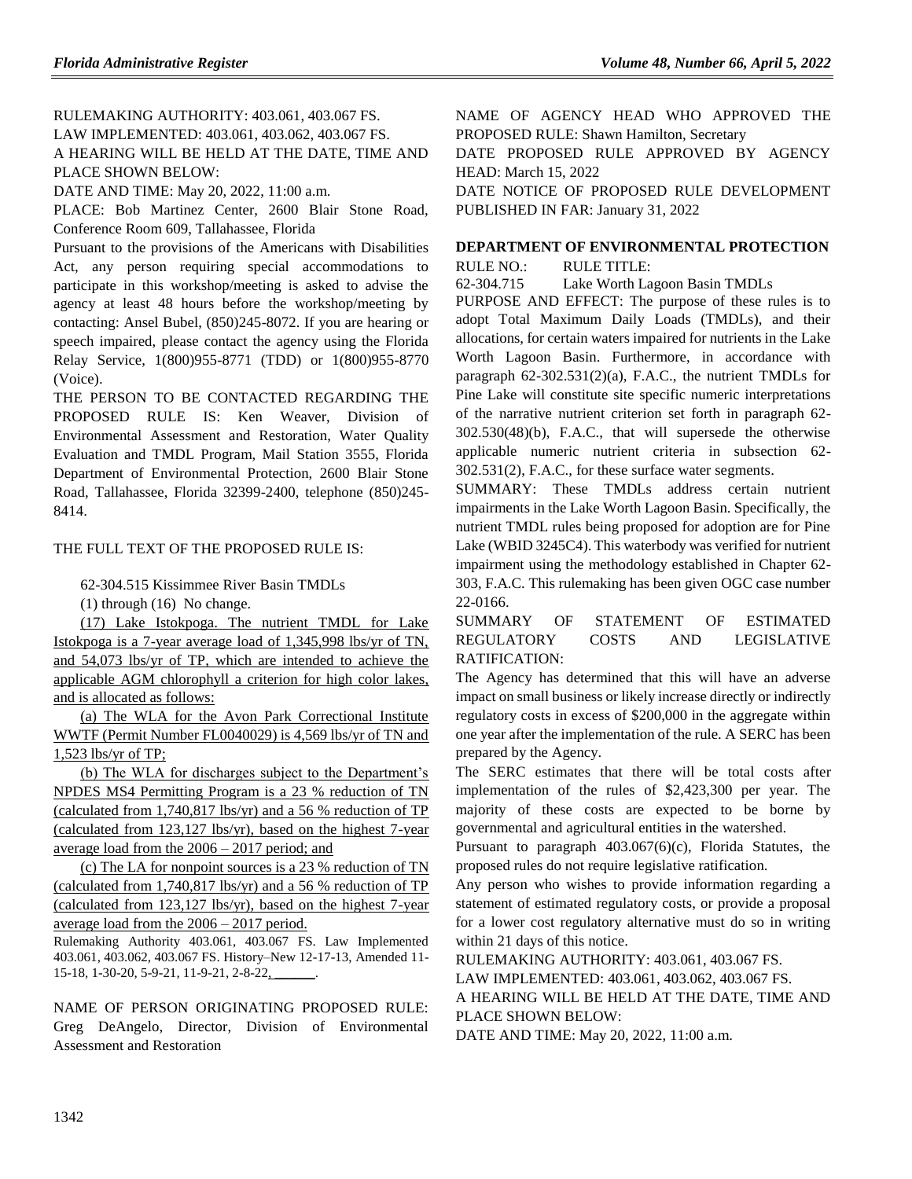RULEMAKING AUTHORITY: 403.061, 403.067 FS.

LAW IMPLEMENTED: 403.061, 403.062, 403.067 FS.

A HEARING WILL BE HELD AT THE DATE, TIME AND PLACE SHOWN BELOW:

DATE AND TIME: May 20, 2022, 11:00 a.m.

PLACE: Bob Martinez Center, 2600 Blair Stone Road, Conference Room 609, Tallahassee, Florida

Pursuant to the provisions of the Americans with Disabilities Act, any person requiring special accommodations to participate in this workshop/meeting is asked to advise the agency at least 48 hours before the workshop/meeting by contacting: Ansel Bubel, (850)245-8072. If you are hearing or speech impaired, please contact the agency using the Florida Relay Service, 1(800)955-8771 (TDD) or 1(800)955-8770 (Voice).

THE PERSON TO BE CONTACTED REGARDING THE PROPOSED RULE IS: Ken Weaver, Division of Environmental Assessment and Restoration, Water Quality Evaluation and TMDL Program, Mail Station 3555, Florida Department of Environmental Protection, 2600 Blair Stone Road, Tallahassee, Florida 32399-2400, telephone (850)245-8414.

THE FULL TEXT OF THE PROPOSED RULE IS:

62-304.515 Kissimmee River Basin TMDLs

(1) through (16) No change.

(17) Lake Istokpoga. The nutrient TMDL for Lake Istokpoga is a 7-year average load of 1,345,998 lbs/yr of TN, and 54,073 lbs/yr of TP, which are intended to achieve the applicable AGM chlorophyll a criterion for high color lakes, and is allocated as follows:

(a) The WLA for the Avon Park Correctional Institute WWTF (Permit Number FL0040029) is 4,569 lbs/yr of TN and 1,523 lbs/yr of TP;

(b) The WLA for discharges subject to the Department's NPDES MS4 Permitting Program is a 23 % reduction of TN (calculated from 1,740,817 lbs/yr) and a 56 % reduction of TP (calculated from 123,127 lbs/yr), based on the highest 7-year average load from the 2006 – 2017 period; and

(c) The LA for nonpoint sources is a 23 % reduction of TN (calculated from 1,740,817 lbs/yr) and a 56 % reduction of TP (calculated from 123,127 lbs/yr), based on the highest 7-year average load from the 2006 – 2017 period.

Rulemaking Authority 403.061, 403.067 FS. Law Implemented 403.061, 403.062, 403.067 FS. History–New 12-17-13, Amended 11-15-18, 1-30-20, 5-9-21, 11-9-21, 2-8-22, \_\_\_\_\_\_.

NAME OF PERSON ORIGINATING PROPOSED RULE: Greg DeAngelo, Director, Division of Environmental Assessment and Restoration

NAME OF AGENCY HEAD WHO APPROVED THE PROPOSED RULE: Shawn Hamilton, Secretary

DATE PROPOSED RULE APPROVED BY AGENCY HEAD: March 15, 2022

DATE NOTICE OF PROPOSED RULE DEVELOPMENT PUBLISHED IN FAR: January 31, 2022

## DEPARTMENT OF ENVIRONMENTAL PROTECTION

RULE NO.: RULE TITLE:

62-304.715 Lake Worth Lagoon Basin TMDLs

PURPOSE AND EFFECT: The purpose of these rules is to adopt Total Maximum Daily Loads (TMDLs), and their allocations, for certain waters impaired for nutrients in the Lake Worth Lagoon Basin. Furthermore, in accordance with paragraph 62-302.531(2)(a), F.A.C., the nutrient TMDLs for Pine Lake will constitute site specific numeric interpretations of the narrative nutrient criterion set forth in paragraph 62-302.530(48)(b), F.A.C., that will supersede the otherwise applicable numeric nutrient criteria in subsection 62-302.531(2), F.A.C., for these surface water segments.

SUMMARY: These TMDLs address certain nutrient impairments in the Lake Worth Lagoon Basin. Specifically, the nutrient TMDL rules being proposed for adoption are for Pine Lake (WBID 3245C4). This waterbody was verified for nutrient impairment using the methodology established in Chapter 62-303, F.A.C. This rulemaking has been given OGC case number 22-0166.

SUMMARY OF STATEMENT OF ESTIMATED REGULATORY COSTS AND LEGISLATIVE RATIFICATION:

The Agency has determined that this will have an adverse impact on small business or likely increase directly or indirectly regulatory costs in excess of $200,000 in the aggregate within one year after the implementation of the rule. A SERC has been prepared by the Agency.

The SERC estimates that there will be total costs after implementation of the rules of $2,423,300 per year. The majority of these costs are expected to be borne by governmental and agricultural entities in the watershed.

Pursuant to paragraph 403.067(6)(c), Florida Statutes, the proposed rules do not require legislative ratification.

Any person who wishes to provide information regarding a statement of estimated regulatory costs, or provide a proposal for a lower cost regulatory alternative must do so in writing within 21 days of this notice.

RULEMAKING AUTHORITY: 403.061, 403.067 FS.

LAW IMPLEMENTED: 403.061, 403.062, 403.067 FS.

A HEARING WILL BE HELD AT THE DATE, TIME AND PLACE SHOWN BELOW:

DATE AND TIME: May 20, 2022, 11:00 a.m.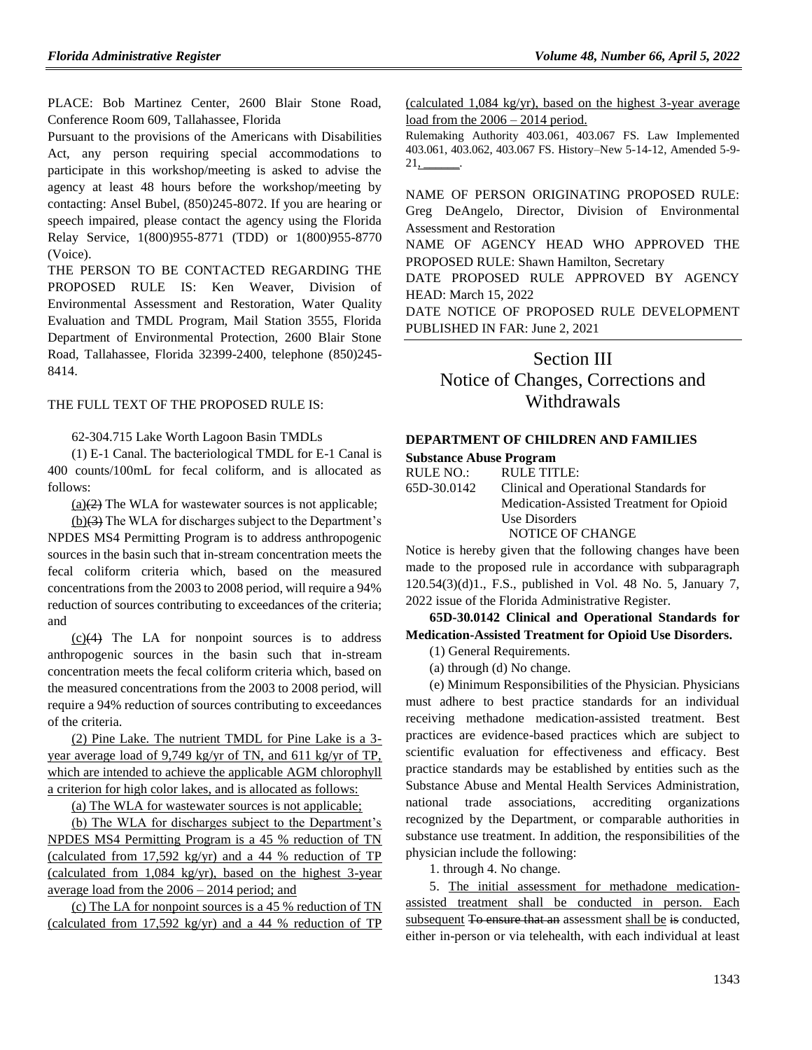PLACE: Bob Martinez Center, 2600 Blair Stone Road, Conference Room 609, Tallahassee, Florida

Pursuant to the provisions of the Americans with Disabilities Act, any person requiring special accommodations to participate in this workshop/meeting is asked to advise the agency at least 48 hours before the workshop/meeting by contacting: Ansel Bubel, (850)245-8072. If you are hearing or speech impaired, please contact the agency using the Florida Relay Service, 1(800)955-8771 (TDD) or 1(800)955-8770 (Voice).

THE PERSON TO BE CONTACTED REGARDING THE PROPOSED RULE IS: Ken Weaver, Division of Environmental Assessment and Restoration, Water Quality Evaluation and TMDL Program, Mail Station 3555, Florida Department of Environmental Protection, 2600 Blair Stone Road, Tallahassee, Florida 32399-2400, telephone (850)245-8414.

THE FULL TEXT OF THE PROPOSED RULE IS:

62-304.715 Lake Worth Lagoon Basin TMDLs

(1) E-1 Canal. The bacteriological TMDL for E-1 Canal is 400 counts/100mL for fecal coliform, and is allocated as follows:

(a)(2) The WLA for wastewater sources is not applicable;

(b)(3) The WLA for discharges subject to the Department's NPDES MS4 Permitting Program is to address anthropogenic sources in the basin such that in-stream concentration meets the fecal coliform criteria which, based on the measured concentrations from the 2003 to 2008 period, will require a 94% reduction of sources contributing to exceedances of the criteria; and

(c)(4) The LA for nonpoint sources is to address anthropogenic sources in the basin such that in-stream concentration meets the fecal coliform criteria which, based on the measured concentrations from the 2003 to 2008 period, will require a 94% reduction of sources contributing to exceedances of the criteria.

(2) Pine Lake. The nutrient TMDL for Pine Lake is a 3-year average load of 9,749 kg/yr of TN, and 611 kg/yr of TP, which are intended to achieve the applicable AGM chlorophyll a criterion for high color lakes, and is allocated as follows:

(a) The WLA for wastewater sources is not applicable;

(b) The WLA for discharges subject to the Department's NPDES MS4 Permitting Program is a 45 % reduction of TN (calculated from 17,592 kg/yr) and a 44 % reduction of TP (calculated from 1,084 kg/yr), based on the highest 3-year average load from the 2006 – 2014 period; and

(c) The LA for nonpoint sources is a 45 % reduction of TN (calculated from 17,592 kg/yr) and a 44 % reduction of TP (calculated 1,084 kg/yr), based on the highest 3-year average load from the 2006 – 2014 period.

Rulemaking Authority 403.061, 403.067 FS. Law Implemented 403.061, 403.062, 403.067 FS. History–New 5-14-12, Amended 5-9-21, ______.

NAME OF PERSON ORIGINATING PROPOSED RULE: Greg DeAngelo, Director, Division of Environmental Assessment and Restoration

NAME OF AGENCY HEAD WHO APPROVED THE PROPOSED RULE: Shawn Hamilton, Secretary

DATE PROPOSED RULE APPROVED BY AGENCY HEAD: March 15, 2022

DATE NOTICE OF PROPOSED RULE DEVELOPMENT PUBLISHED IN FAR: June 2, 2021

# Section III
# Notice of Changes, Corrections and Withdrawals

### DEPARTMENT OF CHILDREN AND FAMILIES

**Substance Abuse Program**

| RULE NO.: | RULE TITLE: |
|---|---|
| 65D-30.0142 | Clinical and Operational Standards for Medication-Assisted Treatment for Opioid Use Disorders |

NOTICE OF CHANGE

Notice is hereby given that the following changes have been made to the proposed rule in accordance with subparagraph 120.54(3)(d)1., F.S., published in Vol. 48 No. 5, January 7, 2022 issue of the Florida Administrative Register.

**65D-30.0142 Clinical and Operational Standards for Medication-Assisted Treatment for Opioid Use Disorders.**

(1) General Requirements.

(a) through (d) No change.

(e) Minimum Responsibilities of the Physician. Physicians must adhere to best practice standards for an individual receiving methadone medication-assisted treatment. Best practices are evidence-based practices which are subject to scientific evaluation for effectiveness and efficacy. Best practice standards may be established by entities such as the Substance Abuse and Mental Health Services Administration, national trade associations, accrediting organizations recognized by the Department, or comparable authorities in substance use treatment. In addition, the responsibilities of the physician include the following:

1. through 4. No change.

5. The initial assessment for methadone medication-assisted treatment shall be conducted in person. Each subsequent ~~To ensure that an~~ assessment shall be ~~is~~ conducted, either in-person or via telehealth, with each individual at least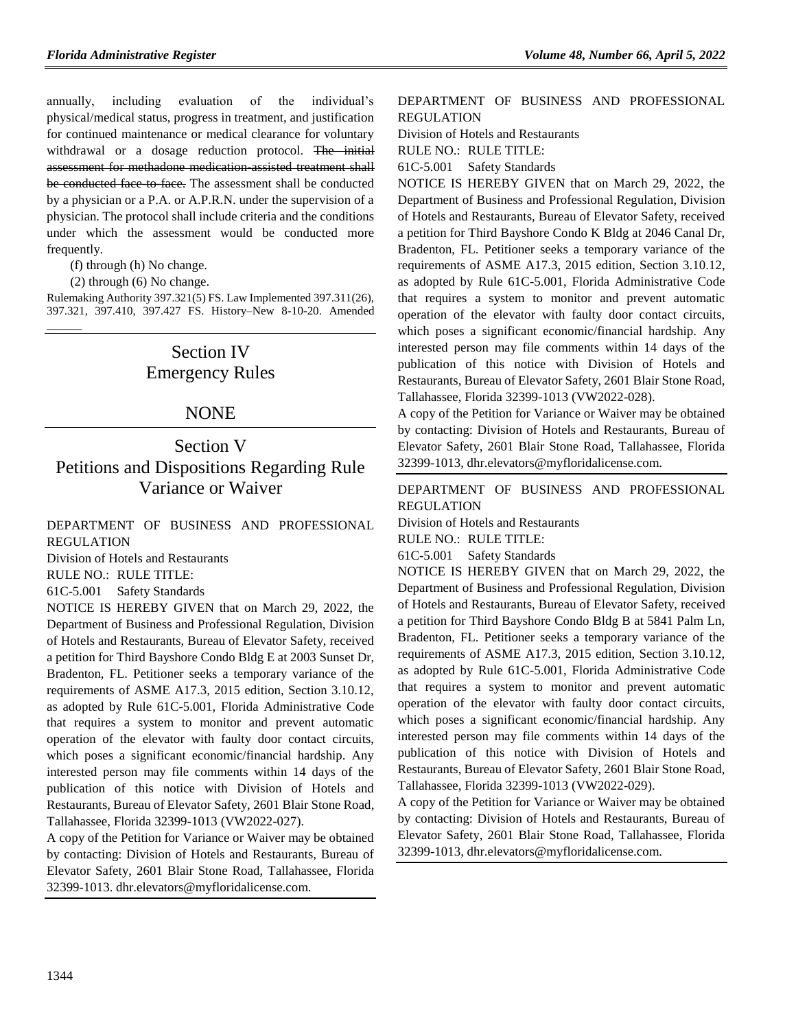annually, including evaluation of the individual's physical/medical status, progress in treatment, and justification for continued maintenance or medical clearance for voluntary withdrawal or a dosage reduction protocol. ~~The initial assessment for methadone medication-assisted treatment shall be conducted face-to-face.~~ The assessment shall be conducted by a physician or a P.A. or A.P.R.N. under the supervision of a physician. The protocol shall include criteria and the conditions under which the assessment would be conducted more frequently.

(f) through (h) No change.

(2) through (6) No change.

Rulemaking Authority 397.321(5) FS. Law Implemented 397.311(26), 397.321, 397.410, 397.427 FS. History–New 8-10-20. Amended ______

# Section IV
# Emergency Rules

## NONE

# Section V
# Petitions and Dispositions Regarding Rule Variance or Waiver

DEPARTMENT OF BUSINESS AND PROFESSIONAL REGULATION

Division of Hotels and Restaurants

RULE NO.: RULE TITLE:

61C-5.001 Safety Standards

NOTICE IS HEREBY GIVEN that on March 29, 2022, the Department of Business and Professional Regulation, Division of Hotels and Restaurants, Bureau of Elevator Safety, received a petition for Third Bayshore Condo Bldg E at 2003 Sunset Dr, Bradenton, FL. Petitioner seeks a temporary variance of the requirements of ASME A17.3, 2015 edition, Section 3.10.12, as adopted by Rule 61C-5.001, Florida Administrative Code that requires a system to monitor and prevent automatic operation of the elevator with faulty door contact circuits, which poses a significant economic/financial hardship. Any interested person may file comments within 14 days of the publication of this notice with Division of Hotels and Restaurants, Bureau of Elevator Safety, 2601 Blair Stone Road, Tallahassee, Florida 32399-1013 (VW2022-027).

A copy of the Petition for Variance or Waiver may be obtained by contacting: Division of Hotels and Restaurants, Bureau of Elevator Safety, 2601 Blair Stone Road, Tallahassee, Florida 32399-1013. dhr.elevators@myfloridalicense.com.

---

DEPARTMENT OF BUSINESS AND PROFESSIONAL REGULATION

Division of Hotels and Restaurants

RULE NO.: RULE TITLE:

61C-5.001 Safety Standards

NOTICE IS HEREBY GIVEN that on March 29, 2022, the Department of Business and Professional Regulation, Division of Hotels and Restaurants, Bureau of Elevator Safety, received a petition for Third Bayshore Condo K Bldg at 2046 Canal Dr, Bradenton, FL. Petitioner seeks a temporary variance of the requirements of ASME A17.3, 2015 edition, Section 3.10.12, as adopted by Rule 61C-5.001, Florida Administrative Code that requires a system to monitor and prevent automatic operation of the elevator with faulty door contact circuits, which poses a significant economic/financial hardship. Any interested person may file comments within 14 days of the publication of this notice with Division of Hotels and Restaurants, Bureau of Elevator Safety, 2601 Blair Stone Road, Tallahassee, Florida 32399-1013 (VW2022-028).

A copy of the Petition for Variance or Waiver may be obtained by contacting: Division of Hotels and Restaurants, Bureau of Elevator Safety, 2601 Blair Stone Road, Tallahassee, Florida 32399-1013, dhr.elevators@myfloridalicense.com.

---

DEPARTMENT OF BUSINESS AND PROFESSIONAL REGULATION

Division of Hotels and Restaurants

RULE NO.: RULE TITLE:

61C-5.001 Safety Standards

NOTICE IS HEREBY GIVEN that on March 29, 2022, the Department of Business and Professional Regulation, Division of Hotels and Restaurants, Bureau of Elevator Safety, received a petition for Third Bayshore Condo Bldg B at 5841 Palm Ln, Bradenton, FL. Petitioner seeks a temporary variance of the requirements of ASME A17.3, 2015 edition, Section 3.10.12, as adopted by Rule 61C-5.001, Florida Administrative Code that requires a system to monitor and prevent automatic operation of the elevator with faulty door contact circuits, which poses a significant economic/financial hardship. Any interested person may file comments within 14 days of the publication of this notice with Division of Hotels and Restaurants, Bureau of Elevator Safety, 2601 Blair Stone Road, Tallahassee, Florida 32399-1013 (VW2022-029).

A copy of the Petition for Variance or Waiver may be obtained by contacting: Division of Hotels and Restaurants, Bureau of Elevator Safety, 2601 Blair Stone Road, Tallahassee, Florida 32399-1013, dhr.elevators@myfloridalicense.com.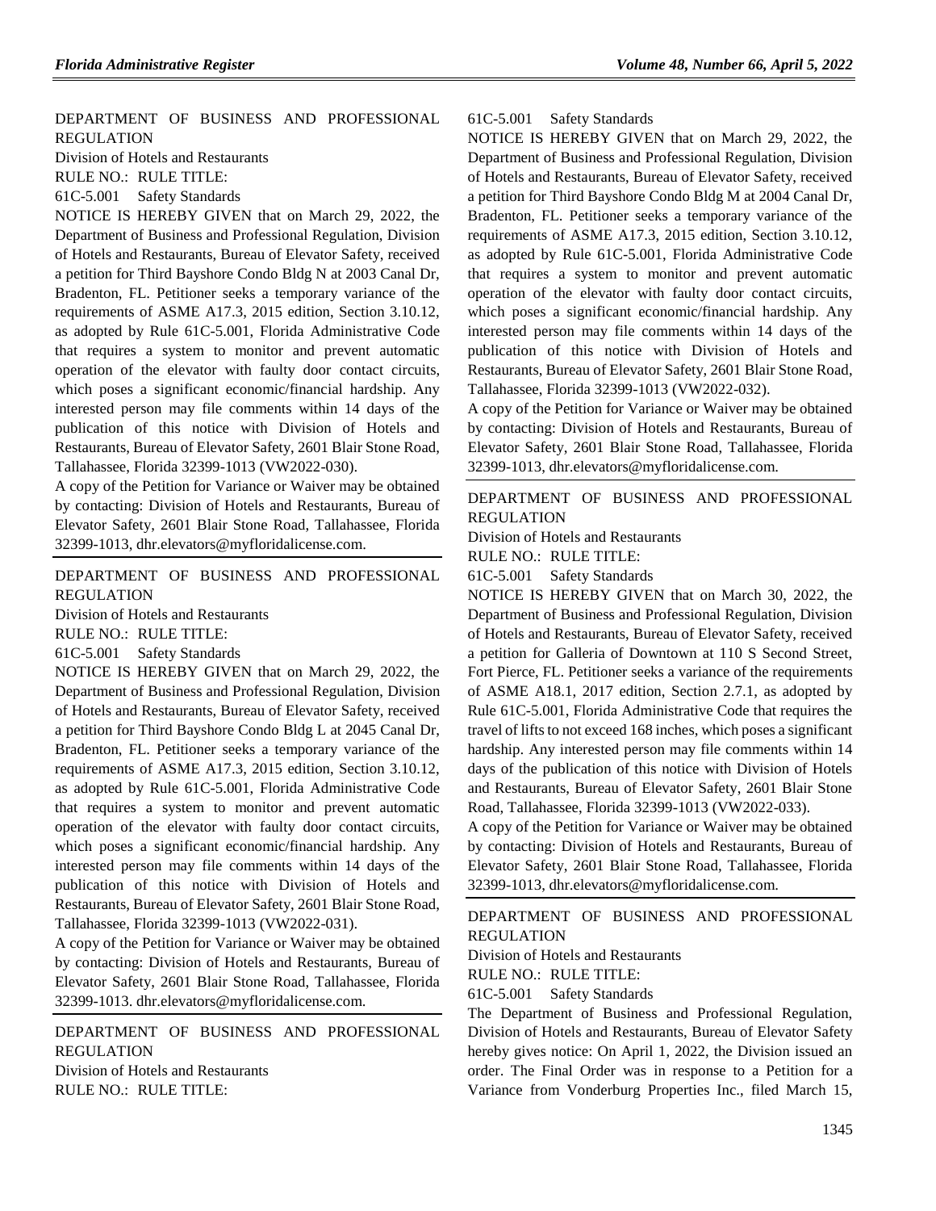DEPARTMENT OF BUSINESS AND PROFESSIONAL REGULATION

Division of Hotels and Restaurants

RULE NO.: RULE TITLE:

61C-5.001 Safety Standards

NOTICE IS HEREBY GIVEN that on March 29, 2022, the Department of Business and Professional Regulation, Division of Hotels and Restaurants, Bureau of Elevator Safety, received a petition for Third Bayshore Condo Bldg N at 2003 Canal Dr, Bradenton, FL. Petitioner seeks a temporary variance of the requirements of ASME A17.3, 2015 edition, Section 3.10.12, as adopted by Rule 61C-5.001, Florida Administrative Code that requires a system to monitor and prevent automatic operation of the elevator with faulty door contact circuits, which poses a significant economic/financial hardship. Any interested person may file comments within 14 days of the publication of this notice with Division of Hotels and Restaurants, Bureau of Elevator Safety, 2601 Blair Stone Road, Tallahassee, Florida 32399-1013 (VW2022-030).

A copy of the Petition for Variance or Waiver may be obtained by contacting: Division of Hotels and Restaurants, Bureau of Elevator Safety, 2601 Blair Stone Road, Tallahassee, Florida 32399-1013, dhr.elevators@myfloridalicense.com.

---

DEPARTMENT OF BUSINESS AND PROFESSIONAL REGULATION

Division of Hotels and Restaurants

RULE NO.: RULE TITLE:

61C-5.001 Safety Standards

NOTICE IS HEREBY GIVEN that on March 29, 2022, the Department of Business and Professional Regulation, Division of Hotels and Restaurants, Bureau of Elevator Safety, received a petition for Third Bayshore Condo Bldg L at 2045 Canal Dr, Bradenton, FL. Petitioner seeks a temporary variance of the requirements of ASME A17.3, 2015 edition, Section 3.10.12, as adopted by Rule 61C-5.001, Florida Administrative Code that requires a system to monitor and prevent automatic operation of the elevator with faulty door contact circuits, which poses a significant economic/financial hardship. Any interested person may file comments within 14 days of the publication of this notice with Division of Hotels and Restaurants, Bureau of Elevator Safety, 2601 Blair Stone Road, Tallahassee, Florida 32399-1013 (VW2022-031).

A copy of the Petition for Variance or Waiver may be obtained by contacting: Division of Hotels and Restaurants, Bureau of Elevator Safety, 2601 Blair Stone Road, Tallahassee, Florida 32399-1013. dhr.elevators@myfloridalicense.com.

---

DEPARTMENT OF BUSINESS AND PROFESSIONAL REGULATION

Division of Hotels and Restaurants

RULE NO.: RULE TITLE:

61C-5.001 Safety Standards

NOTICE IS HEREBY GIVEN that on March 29, 2022, the Department of Business and Professional Regulation, Division of Hotels and Restaurants, Bureau of Elevator Safety, received a petition for Third Bayshore Condo Bldg M at 2004 Canal Dr, Bradenton, FL. Petitioner seeks a temporary variance of the requirements of ASME A17.3, 2015 edition, Section 3.10.12, as adopted by Rule 61C-5.001, Florida Administrative Code that requires a system to monitor and prevent automatic operation of the elevator with faulty door contact circuits, which poses a significant economic/financial hardship. Any interested person may file comments within 14 days of the publication of this notice with Division of Hotels and Restaurants, Bureau of Elevator Safety, 2601 Blair Stone Road, Tallahassee, Florida 32399-1013 (VW2022-032).

A copy of the Petition for Variance or Waiver may be obtained by contacting: Division of Hotels and Restaurants, Bureau of Elevator Safety, 2601 Blair Stone Road, Tallahassee, Florida 32399-1013, dhr.elevators@myfloridalicense.com.

---

DEPARTMENT OF BUSINESS AND PROFESSIONAL REGULATION

Division of Hotels and Restaurants

RULE NO.: RULE TITLE:

61C-5.001 Safety Standards

NOTICE IS HEREBY GIVEN that on March 30, 2022, the Department of Business and Professional Regulation, Division of Hotels and Restaurants, Bureau of Elevator Safety, received a petition for Galleria of Downtown at 110 S Second Street, Fort Pierce, FL. Petitioner seeks a variance of the requirements of ASME A18.1, 2017 edition, Section 2.7.1, as adopted by Rule 61C-5.001, Florida Administrative Code that requires the travel of lifts to not exceed 168 inches, which poses a significant hardship. Any interested person may file comments within 14 days of the publication of this notice with Division of Hotels and Restaurants, Bureau of Elevator Safety, 2601 Blair Stone Road, Tallahassee, Florida 32399-1013 (VW2022-033).

A copy of the Petition for Variance or Waiver may be obtained by contacting: Division of Hotels and Restaurants, Bureau of Elevator Safety, 2601 Blair Stone Road, Tallahassee, Florida 32399-1013, dhr.elevators@myfloridalicense.com.

---

DEPARTMENT OF BUSINESS AND PROFESSIONAL REGULATION

Division of Hotels and Restaurants

RULE NO.: RULE TITLE:

61C-5.001 Safety Standards

The Department of Business and Professional Regulation, Division of Hotels and Restaurants, Bureau of Elevator Safety hereby gives notice: On April 1, 2022, the Division issued an order. The Final Order was in response to a Petition for a Variance from Vonderburg Properties Inc., filed March 15,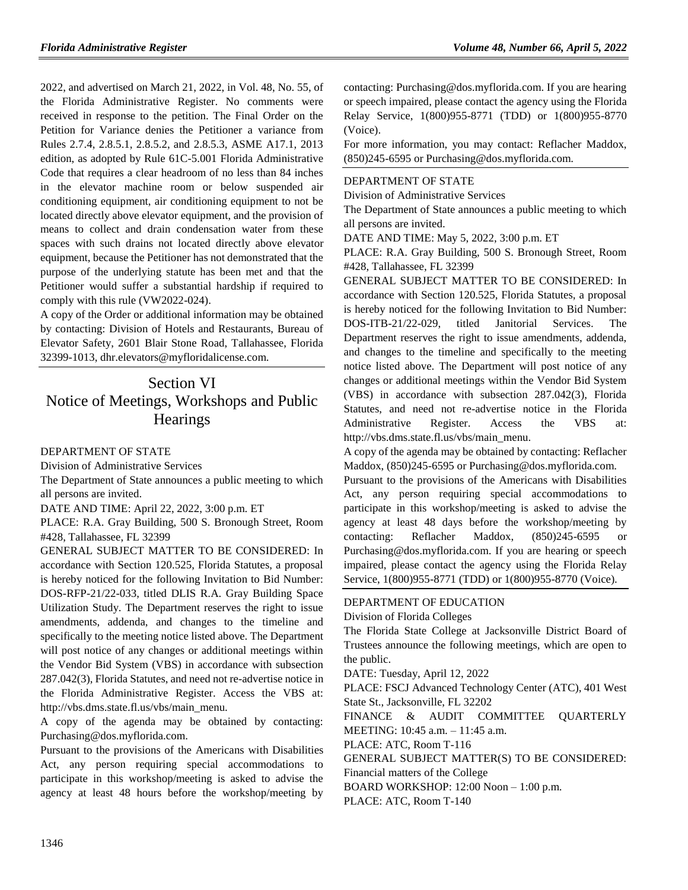2022, and advertised on March 21, 2022, in Vol. 48, No. 55, of the Florida Administrative Register. No comments were received in response to the petition. The Final Order on the Petition for Variance denies the Petitioner a variance from Rules 2.7.4, 2.8.5.1, 2.8.5.2, and 2.8.5.3, ASME A17.1, 2013 edition, as adopted by Rule 61C-5.001 Florida Administrative Code that requires a clear headroom of no less than 84 inches in the elevator machine room or below suspended air conditioning equipment, air conditioning equipment to not be located directly above elevator equipment, and the provision of means to collect and drain condensation water from these spaces with such drains not located directly above elevator equipment, because the Petitioner has not demonstrated that the purpose of the underlying statute has been met and that the Petitioner would suffer a substantial hardship if required to comply with this rule (VW2022-024).

A copy of the Order or additional information may be obtained by contacting: Division of Hotels and Restaurants, Bureau of Elevator Safety, 2601 Blair Stone Road, Tallahassee, Florida 32399-1013, dhr.elevators@myfloridalicense.com.

# Section VI
# Notice of Meetings, Workshops and Public Hearings

DEPARTMENT OF STATE

Division of Administrative Services

The Department of State announces a public meeting to which all persons are invited.

DATE AND TIME: April 22, 2022, 3:00 p.m. ET

PLACE: R.A. Gray Building, 500 S. Bronough Street, Room #428, Tallahassee, FL 32399

GENERAL SUBJECT MATTER TO BE CONSIDERED: In accordance with Section 120.525, Florida Statutes, a proposal is hereby noticed for the following Invitation to Bid Number: DOS-RFP-21/22-033, titled DLIS R.A. Gray Building Space Utilization Study. The Department reserves the right to issue amendments, addenda, and changes to the timeline and specifically to the meeting notice listed above. The Department will post notice of any changes or additional meetings within the Vendor Bid System (VBS) in accordance with subsection 287.042(3), Florida Statutes, and need not re-advertise notice in the Florida Administrative Register. Access the VBS at: http://vbs.dms.state.fl.us/vbs/main_menu.

A copy of the agenda may be obtained by contacting: Purchasing@dos.myflorida.com.

Pursuant to the provisions of the Americans with Disabilities Act, any person requiring special accommodations to participate in this workshop/meeting is asked to advise the agency at least 48 hours before the workshop/meeting by contacting: Purchasing@dos.myflorida.com. If you are hearing or speech impaired, please contact the agency using the Florida Relay Service, 1(800)955-8771 (TDD) or 1(800)955-8770 (Voice).

For more information, you may contact: Reflacher Maddox, (850)245-6595 or Purchasing@dos.myflorida.com.

DEPARTMENT OF STATE

Division of Administrative Services

The Department of State announces a public meeting to which all persons are invited.

DATE AND TIME: May 5, 2022, 3:00 p.m. ET

PLACE: R.A. Gray Building, 500 S. Bronough Street, Room #428, Tallahassee, FL 32399

GENERAL SUBJECT MATTER TO BE CONSIDERED: In accordance with Section 120.525, Florida Statutes, a proposal is hereby noticed for the following Invitation to Bid Number: DOS-ITB-21/22-029, titled Janitorial Services. The Department reserves the right to issue amendments, addenda, and changes to the timeline and specifically to the meeting notice listed above. The Department will post notice of any changes or additional meetings within the Vendor Bid System (VBS) in accordance with subsection 287.042(3), Florida Statutes, and need not re-advertise notice in the Florida Administrative Register. Access the VBS at: http://vbs.dms.state.fl.us/vbs/main_menu.

A copy of the agenda may be obtained by contacting: Reflacher Maddox, (850)245-6595 or Purchasing@dos.myflorida.com.

Pursuant to the provisions of the Americans with Disabilities Act, any person requiring special accommodations to participate in this workshop/meeting is asked to advise the agency at least 48 days before the workshop/meeting by contacting: Reflacher Maddox, (850)245-6595 or Purchasing@dos.myflorida.com. If you are hearing or speech impaired, please contact the agency using the Florida Relay Service, 1(800)955-8771 (TDD) or 1(800)955-8770 (Voice).

DEPARTMENT OF EDUCATION

Division of Florida Colleges

The Florida State College at Jacksonville District Board of Trustees announce the following meetings, which are open to the public.

DATE: Tuesday, April 12, 2022

PLACE: FSCJ Advanced Technology Center (ATC), 401 West State St., Jacksonville, FL 32202

FINANCE & AUDIT COMMITTEE QUARTERLY MEETING: 10:45 a.m. – 11:45 a.m.

PLACE: ATC, Room T-116

GENERAL SUBJECT MATTER(S) TO BE CONSIDERED: Financial matters of the College

BOARD WORKSHOP: 12:00 Noon – 1:00 p.m.

PLACE: ATC, Room T-140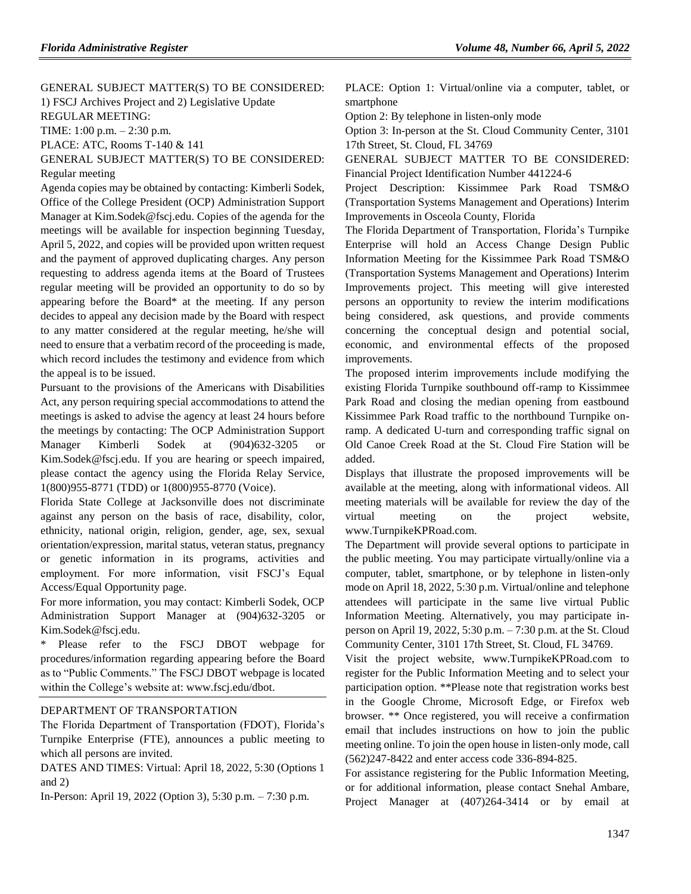GENERAL SUBJECT MATTER(S) TO BE CONSIDERED: 1) FSCJ Archives Project and 2) Legislative Update

REGULAR MEETING:

TIME: 1:00 p.m. – 2:30 p.m.

PLACE: ATC, Rooms T-140 & 141

GENERAL SUBJECT MATTER(S) TO BE CONSIDERED: Regular meeting

Agenda copies may be obtained by contacting: Kimberli Sodek, Office of the College President (OCP) Administration Support Manager at Kim.Sodek@fscj.edu. Copies of the agenda for the meetings will be available for inspection beginning Tuesday, April 5, 2022, and copies will be provided upon written request and the payment of approved duplicating charges. Any person requesting to address agenda items at the Board of Trustees regular meeting will be provided an opportunity to do so by appearing before the Board* at the meeting. If any person decides to appeal any decision made by the Board with respect to any matter considered at the regular meeting, he/she will need to ensure that a verbatim record of the proceeding is made, which record includes the testimony and evidence from which the appeal is to be issued.

Pursuant to the provisions of the Americans with Disabilities Act, any person requiring special accommodations to attend the meetings is asked to advise the agency at least 24 hours before the meetings by contacting: The OCP Administration Support Manager Kimberli Sodek at (904)632-3205 or Kim.Sodek@fscj.edu. If you are hearing or speech impaired, please contact the agency using the Florida Relay Service, 1(800)955-8771 (TDD) or 1(800)955-8770 (Voice).

Florida State College at Jacksonville does not discriminate against any person on the basis of race, disability, color, ethnicity, national origin, religion, gender, age, sex, sexual orientation/expression, marital status, veteran status, pregnancy or genetic information in its programs, activities and employment. For more information, visit FSCJ's Equal Access/Equal Opportunity page.

For more information, you may contact: Kimberli Sodek, OCP Administration Support Manager at (904)632-3205 or Kim.Sodek@fscj.edu.

* Please refer to the FSCJ DBOT webpage for procedures/information regarding appearing before the Board as to "Public Comments." The FSCJ DBOT webpage is located within the College's website at: www.fscj.edu/dbot.

---

DEPARTMENT OF TRANSPORTATION

The Florida Department of Transportation (FDOT), Florida's Turnpike Enterprise (FTE), announces a public meeting to which all persons are invited.

DATES AND TIMES: Virtual: April 18, 2022, 5:30 (Options 1 and 2)

In-Person: April 19, 2022 (Option 3), 5:30 p.m. – 7:30 p.m.

PLACE: Option 1: Virtual/online via a computer, tablet, or smartphone

Option 2: By telephone in listen-only mode

Option 3: In-person at the St. Cloud Community Center, 3101 17th Street, St. Cloud, FL 34769

GENERAL SUBJECT MATTER TO BE CONSIDERED: Financial Project Identification Number 441224-6

Project Description: Kissimmee Park Road TSM&O (Transportation Systems Management and Operations) Interim Improvements in Osceola County, Florida

The Florida Department of Transportation, Florida's Turnpike Enterprise will hold an Access Change Design Public Information Meeting for the Kissimmee Park Road TSM&O (Transportation Systems Management and Operations) Interim Improvements project. This meeting will give interested persons an opportunity to review the interim modifications being considered, ask questions, and provide comments concerning the conceptual design and potential social, economic, and environmental effects of the proposed improvements.

The proposed interim improvements include modifying the existing Florida Turnpike southbound off-ramp to Kissimmee Park Road and closing the median opening from eastbound Kissimmee Park Road traffic to the northbound Turnpike on-ramp. A dedicated U-turn and corresponding traffic signal on Old Canoe Creek Road at the St. Cloud Fire Station will be added.

Displays that illustrate the proposed improvements will be available at the meeting, along with informational videos. All meeting materials will be available for review the day of the virtual meeting on the project website, www.TurnpikeKPRoad.com.

The Department will provide several options to participate in the public meeting. You may participate virtually/online via a computer, tablet, smartphone, or by telephone in listen-only mode on April 18, 2022, 5:30 p.m. Virtual/online and telephone attendees will participate in the same live virtual Public Information Meeting. Alternatively, you may participate in-person on April 19, 2022, 5:30 p.m. – 7:30 p.m. at the St. Cloud Community Center, 3101 17th Street, St. Cloud, FL 34769.

Visit the project website, www.TurnpikeKPRoad.com to register for the Public Information Meeting and to select your participation option. **Please note that registration works best in the Google Chrome, Microsoft Edge, or Firefox web browser. ** Once registered, you will receive a confirmation email that includes instructions on how to join the public meeting online. To join the open house in listen-only mode, call (562)247-8422 and enter access code 336-894-825.

For assistance registering for the Public Information Meeting, or for additional information, please contact Snehal Ambare, Project Manager at (407)264-3414 or by email at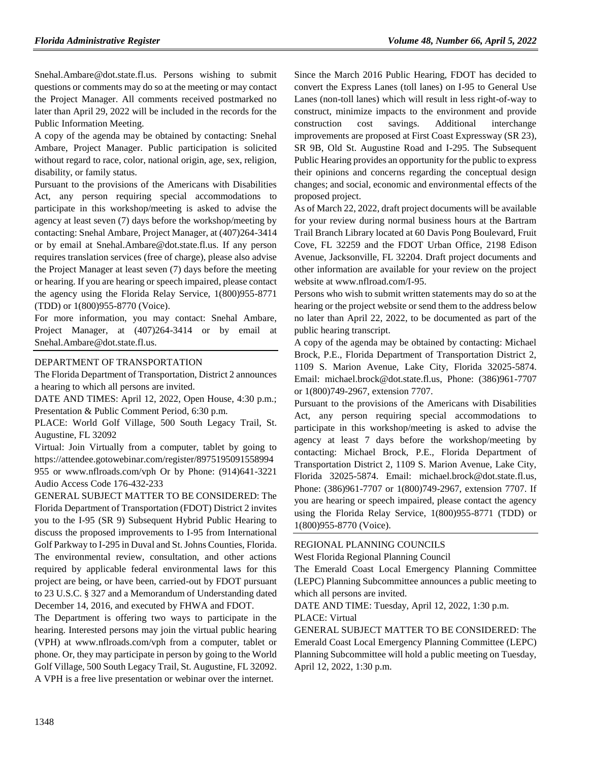Snehal.Ambare@dot.state.fl.us. Persons wishing to submit questions or comments may do so at the meeting or may contact the Project Manager. All comments received postmarked no later than April 29, 2022 will be included in the records for the Public Information Meeting.

A copy of the agenda may be obtained by contacting: Snehal Ambare, Project Manager. Public participation is solicited without regard to race, color, national origin, age, sex, religion, disability, or family status.

Pursuant to the provisions of the Americans with Disabilities Act, any person requiring special accommodations to participate in this workshop/meeting is asked to advise the agency at least seven (7) days before the workshop/meeting by contacting: Snehal Ambare, Project Manager, at (407)264-3414 or by email at Snehal.Ambare@dot.state.fl.us. If any person requires translation services (free of charge), please also advise the Project Manager at least seven (7) days before the meeting or hearing. If you are hearing or speech impaired, please contact the agency using the Florida Relay Service, 1(800)955-8771 (TDD) or 1(800)955-8770 (Voice).

For more information, you may contact: Snehal Ambare, Project Manager, at (407)264-3414 or by email at Snehal.Ambare@dot.state.fl.us.

---

DEPARTMENT OF TRANSPORTATION

The Florida Department of Transportation, District 2 announces a hearing to which all persons are invited.

DATE AND TIMES: April 12, 2022, Open House, 4:30 p.m.; Presentation & Public Comment Period, 6:30 p.m.

PLACE: World Golf Village, 500 South Legacy Trail, St. Augustine, FL 32092

Virtual: Join Virtually from a computer, tablet by going to https://attendee.gotowebinar.com/register/8975195091558994955 or www.nflroads.com/vph Or by Phone: (914)641-3221 Audio Access Code 176-432-233

GENERAL SUBJECT MATTER TO BE CONSIDERED: The Florida Department of Transportation (FDOT) District 2 invites you to the I-95 (SR 9) Subsequent Hybrid Public Hearing to discuss the proposed improvements to I-95 from International Golf Parkway to I-295 in Duval and St. Johns Counties, Florida. The environmental review, consultation, and other actions required by applicable federal environmental laws for this project are being, or have been, carried-out by FDOT pursuant to 23 U.S.C. § 327 and a Memorandum of Understanding dated December 14, 2016, and executed by FHWA and FDOT.

The Department is offering two ways to participate in the hearing. Interested persons may join the virtual public hearing (VPH) at www.nflroads.com/vph from a computer, tablet or phone. Or, they may participate in person by going to the World Golf Village, 500 South Legacy Trail, St. Augustine, FL 32092. A VPH is a free live presentation or webinar over the internet.

Since the March 2016 Public Hearing, FDOT has decided to convert the Express Lanes (toll lanes) on I-95 to General Use Lanes (non-toll lanes) which will result in less right-of-way to construct, minimize impacts to the environment and provide construction cost savings. Additional interchange improvements are proposed at First Coast Expressway (SR 23), SR 9B, Old St. Augustine Road and I-295. The Subsequent Public Hearing provides an opportunity for the public to express their opinions and concerns regarding the conceptual design changes; and social, economic and environmental effects of the proposed project.

As of March 22, 2022, draft project documents will be available for your review during normal business hours at the Bartram Trail Branch Library located at 60 Davis Pong Boulevard, Fruit Cove, FL 32259 and the FDOT Urban Office, 2198 Edison Avenue, Jacksonville, FL 32204. Draft project documents and other information are available for your review on the project website at www.nflroad.com/I-95.

Persons who wish to submit written statements may do so at the hearing or the project website or send them to the address below no later than April 22, 2022, to be documented as part of the public hearing transcript.

A copy of the agenda may be obtained by contacting: Michael Brock, P.E., Florida Department of Transportation District 2, 1109 S. Marion Avenue, Lake City, Florida 32025-5874. Email: michael.brock@dot.state.fl.us, Phone: (386)961-7707 or 1(800)749-2967, extension 7707.

Pursuant to the provisions of the Americans with Disabilities Act, any person requiring special accommodations to participate in this workshop/meeting is asked to advise the agency at least 7 days before the workshop/meeting by contacting: Michael Brock, P.E., Florida Department of Transportation District 2, 1109 S. Marion Avenue, Lake City, Florida 32025-5874. Email: michael.brock@dot.state.fl.us, Phone: (386)961-7707 or 1(800)749-2967, extension 7707. If you are hearing or speech impaired, please contact the agency using the Florida Relay Service, 1(800)955-8771 (TDD) or 1(800)955-8770 (Voice).

---

REGIONAL PLANNING COUNCILS

West Florida Regional Planning Council

The Emerald Coast Local Emergency Planning Committee (LEPC) Planning Subcommittee announces a public meeting to which all persons are invited.

DATE AND TIME: Tuesday, April 12, 2022, 1:30 p.m.

PLACE: Virtual

GENERAL SUBJECT MATTER TO BE CONSIDERED: The Emerald Coast Local Emergency Planning Committee (LEPC) Planning Subcommittee will hold a public meeting on Tuesday, April 12, 2022, 1:30 p.m.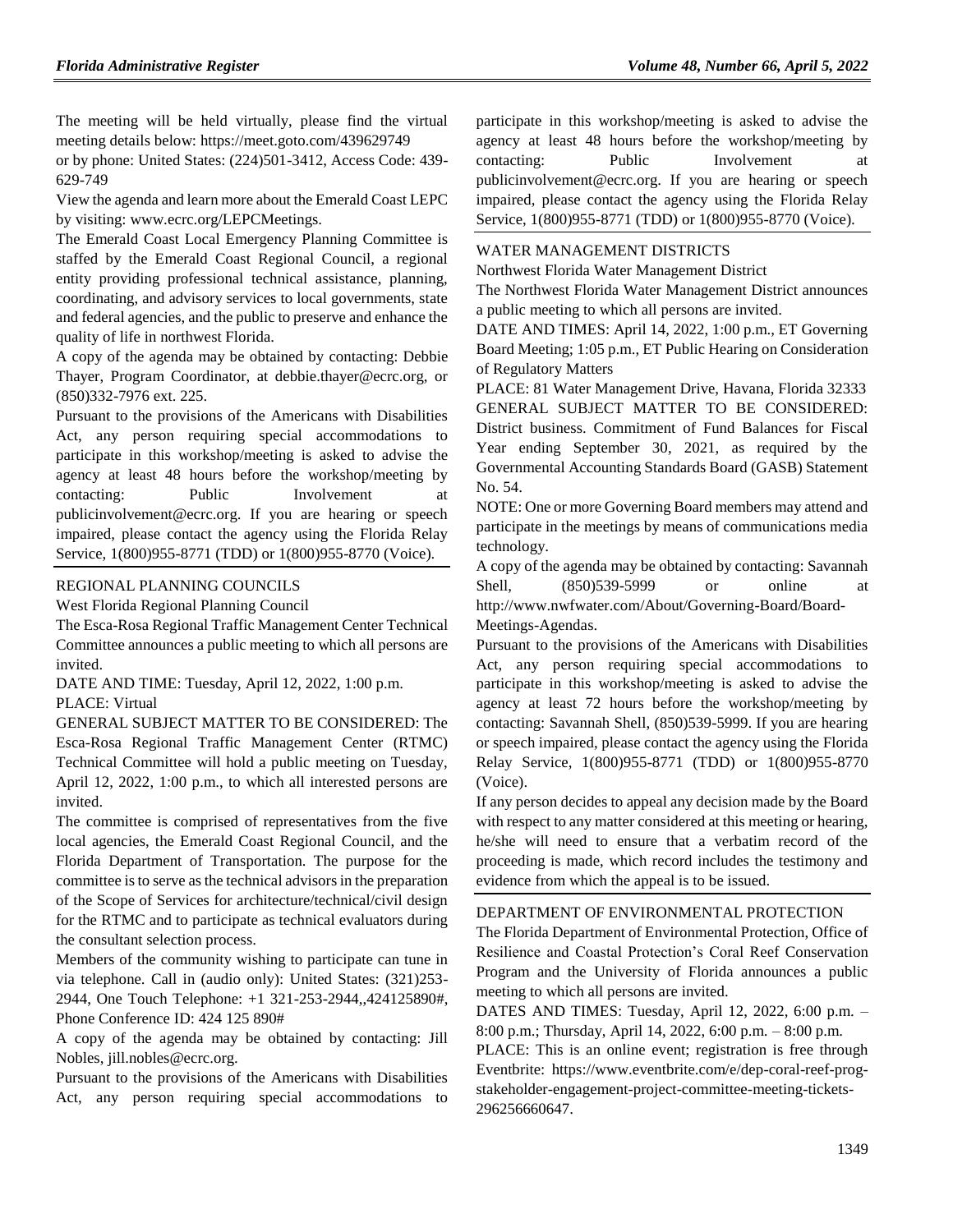The meeting will be held virtually, please find the virtual meeting details below: https://meet.goto.com/439629749

or by phone: United States: (224)501-3412, Access Code: 439-629-749

View the agenda and learn more about the Emerald Coast LEPC by visiting: www.ecrc.org/LEPCMeetings.

The Emerald Coast Local Emergency Planning Committee is staffed by the Emerald Coast Regional Council, a regional entity providing professional technical assistance, planning, coordinating, and advisory services to local governments, state and federal agencies, and the public to preserve and enhance the quality of life in northwest Florida.

A copy of the agenda may be obtained by contacting: Debbie Thayer, Program Coordinator, at debbie.thayer@ecrc.org, or (850)332-7976 ext. 225.

Pursuant to the provisions of the Americans with Disabilities Act, any person requiring special accommodations to participate in this workshop/meeting is asked to advise the agency at least 48 hours before the workshop/meeting by contacting: Public Involvement at publicinvolvement@ecrc.org. If you are hearing or speech impaired, please contact the agency using the Florida Relay Service, 1(800)955-8771 (TDD) or 1(800)955-8770 (Voice).

REGIONAL PLANNING COUNCILS

West Florida Regional Planning Council

The Esca-Rosa Regional Traffic Management Center Technical Committee announces a public meeting to which all persons are invited.

DATE AND TIME: Tuesday, April 12, 2022, 1:00 p.m.

PLACE: Virtual

GENERAL SUBJECT MATTER TO BE CONSIDERED: The Esca-Rosa Regional Traffic Management Center (RTMC) Technical Committee will hold a public meeting on Tuesday, April 12, 2022, 1:00 p.m., to which all interested persons are invited.

The committee is comprised of representatives from the five local agencies, the Emerald Coast Regional Council, and the Florida Department of Transportation. The purpose for the committee is to serve as the technical advisors in the preparation of the Scope of Services for architecture/technical/civil design for the RTMC and to participate as technical evaluators during the consultant selection process.

Members of the community wishing to participate can tune in via telephone. Call in (audio only): United States: (321)253-2944, One Touch Telephone: +1 321-253-2944,,424125890#, Phone Conference ID: 424 125 890#

A copy of the agenda may be obtained by contacting: Jill Nobles, jill.nobles@ecrc.org.

Pursuant to the provisions of the Americans with Disabilities Act, any person requiring special accommodations to participate in this workshop/meeting is asked to advise the agency at least 48 hours before the workshop/meeting by contacting: Public Involvement at publicinvolvement@ecrc.org. If you are hearing or speech impaired, please contact the agency using the Florida Relay Service, 1(800)955-8771 (TDD) or 1(800)955-8770 (Voice).

WATER MANAGEMENT DISTRICTS

Northwest Florida Water Management District

The Northwest Florida Water Management District announces a public meeting to which all persons are invited.

DATE AND TIMES: April 14, 2022, 1:00 p.m., ET Governing Board Meeting; 1:05 p.m., ET Public Hearing on Consideration of Regulatory Matters

PLACE: 81 Water Management Drive, Havana, Florida 32333

GENERAL SUBJECT MATTER TO BE CONSIDERED: District business. Commitment of Fund Balances for Fiscal Year ending September 30, 2021, as required by the Governmental Accounting Standards Board (GASB) Statement No. 54.

NOTE: One or more Governing Board members may attend and participate in the meetings by means of communications media technology.

A copy of the agenda may be obtained by contacting: Savannah Shell, (850)539-5999 or online at http://www.nwfwater.com/About/Governing-Board/Board-Meetings-Agendas.

Pursuant to the provisions of the Americans with Disabilities Act, any person requiring special accommodations to participate in this workshop/meeting is asked to advise the agency at least 72 hours before the workshop/meeting by contacting: Savannah Shell, (850)539-5999. If you are hearing or speech impaired, please contact the agency using the Florida Relay Service, 1(800)955-8771 (TDD) or 1(800)955-8770 (Voice).

If any person decides to appeal any decision made by the Board with respect to any matter considered at this meeting or hearing, he/she will need to ensure that a verbatim record of the proceeding is made, which record includes the testimony and evidence from which the appeal is to be issued.

DEPARTMENT OF ENVIRONMENTAL PROTECTION

The Florida Department of Environmental Protection, Office of Resilience and Coastal Protection's Coral Reef Conservation Program and the University of Florida announces a public meeting to which all persons are invited.

DATES AND TIMES: Tuesday, April 12, 2022, 6:00 p.m. – 8:00 p.m.; Thursday, April 14, 2022, 6:00 p.m. – 8:00 p.m.

PLACE: This is an online event; registration is free through Eventbrite: https://www.eventbrite.com/e/dep-coral-reef-prog-stakeholder-engagement-project-committee-meeting-tickets-296256660647.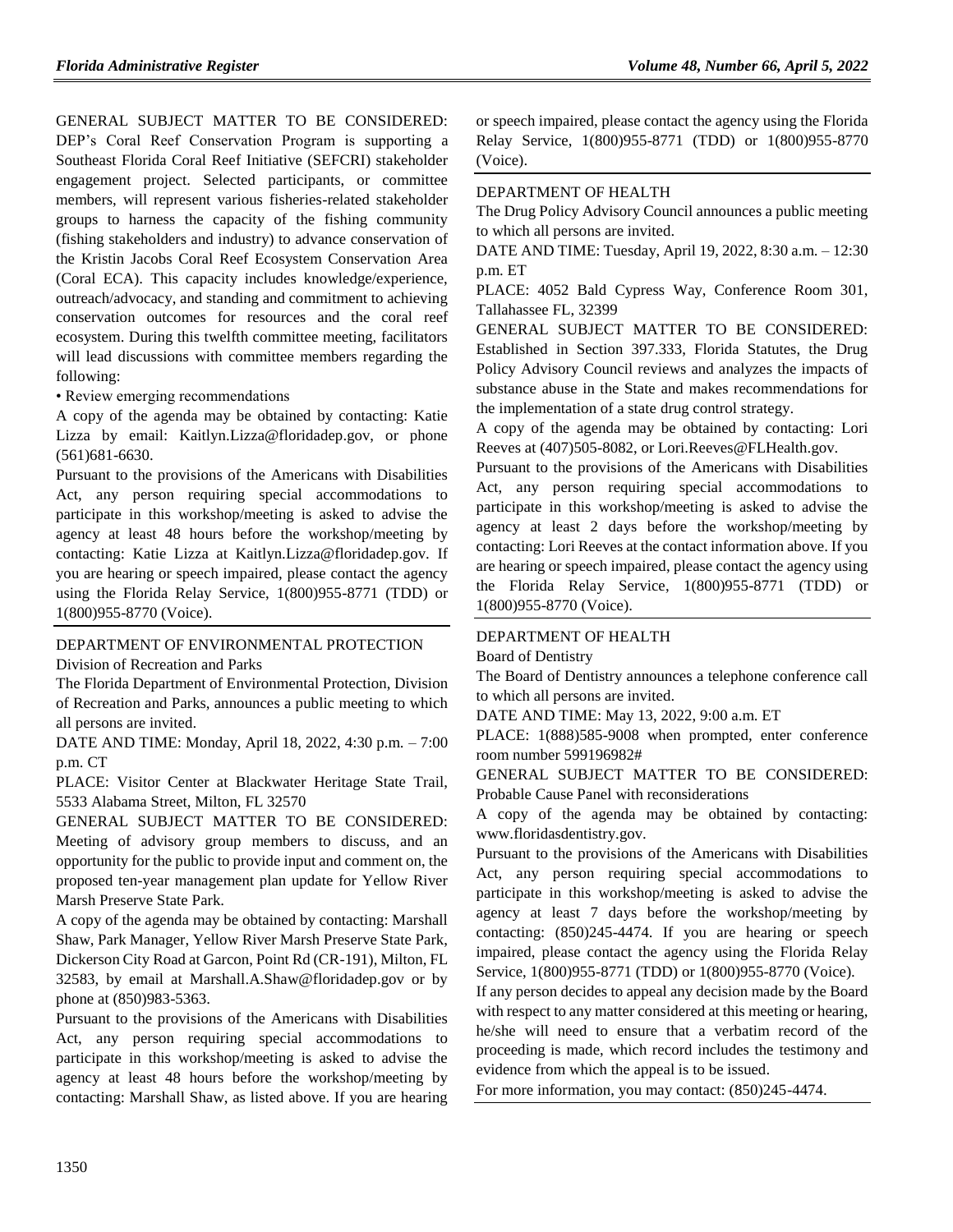GENERAL SUBJECT MATTER TO BE CONSIDERED: DEP's Coral Reef Conservation Program is supporting a Southeast Florida Coral Reef Initiative (SEFCRI) stakeholder engagement project. Selected participants, or committee members, will represent various fisheries-related stakeholder groups to harness the capacity of the fishing community (fishing stakeholders and industry) to advance conservation of the Kristin Jacobs Coral Reef Ecosystem Conservation Area (Coral ECA). This capacity includes knowledge/experience, outreach/advocacy, and standing and commitment to achieving conservation outcomes for resources and the coral reef ecosystem. During this twelfth committee meeting, facilitators will lead discussions with committee members regarding the following:

• Review emerging recommendations

A copy of the agenda may be obtained by contacting: Katie Lizza by email: Kaitlyn.Lizza@floridadep.gov, or phone (561)681-6630.

Pursuant to the provisions of the Americans with Disabilities Act, any person requiring special accommodations to participate in this workshop/meeting is asked to advise the agency at least 48 hours before the workshop/meeting by contacting: Katie Lizza at Kaitlyn.Lizza@floridadep.gov. If you are hearing or speech impaired, please contact the agency using the Florida Relay Service, 1(800)955-8771 (TDD) or 1(800)955-8770 (Voice).

---

DEPARTMENT OF ENVIRONMENTAL PROTECTION

Division of Recreation and Parks

The Florida Department of Environmental Protection, Division of Recreation and Parks, announces a public meeting to which all persons are invited.

DATE AND TIME: Monday, April 18, 2022, 4:30 p.m. – 7:00 p.m. CT

PLACE: Visitor Center at Blackwater Heritage State Trail, 5533 Alabama Street, Milton, FL 32570

GENERAL SUBJECT MATTER TO BE CONSIDERED: Meeting of advisory group members to discuss, and an opportunity for the public to provide input and comment on, the proposed ten-year management plan update for Yellow River Marsh Preserve State Park.

A copy of the agenda may be obtained by contacting: Marshall Shaw, Park Manager, Yellow River Marsh Preserve State Park, Dickerson City Road at Garcon, Point Rd (CR-191), Milton, FL 32583, by email at Marshall.A.Shaw@floridadep.gov or by phone at (850)983-5363.

Pursuant to the provisions of the Americans with Disabilities Act, any person requiring special accommodations to participate in this workshop/meeting is asked to advise the agency at least 48 hours before the workshop/meeting by contacting: Marshall Shaw, as listed above. If you are hearing or speech impaired, please contact the agency using the Florida Relay Service, 1(800)955-8771 (TDD) or 1(800)955-8770 (Voice).

---

DEPARTMENT OF HEALTH

The Drug Policy Advisory Council announces a public meeting to which all persons are invited.

DATE AND TIME: Tuesday, April 19, 2022, 8:30 a.m. – 12:30 p.m. ET

PLACE: 4052 Bald Cypress Way, Conference Room 301, Tallahassee FL, 32399

GENERAL SUBJECT MATTER TO BE CONSIDERED: Established in Section 397.333, Florida Statutes, the Drug Policy Advisory Council reviews and analyzes the impacts of substance abuse in the State and makes recommendations for the implementation of a state drug control strategy.

A copy of the agenda may be obtained by contacting: Lori Reeves at (407)505-8082, or Lori.Reeves@FLHealth.gov.

Pursuant to the provisions of the Americans with Disabilities Act, any person requiring special accommodations to participate in this workshop/meeting is asked to advise the agency at least 2 days before the workshop/meeting by contacting: Lori Reeves at the contact information above. If you are hearing or speech impaired, please contact the agency using the Florida Relay Service, 1(800)955-8771 (TDD) or 1(800)955-8770 (Voice).

---

DEPARTMENT OF HEALTH

Board of Dentistry

The Board of Dentistry announces a telephone conference call to which all persons are invited.

DATE AND TIME: May 13, 2022, 9:00 a.m. ET

PLACE: 1(888)585-9008 when prompted, enter conference room number 599196982#

GENERAL SUBJECT MATTER TO BE CONSIDERED: Probable Cause Panel with reconsiderations

A copy of the agenda may be obtained by contacting: www.floridasdentistry.gov.

Pursuant to the provisions of the Americans with Disabilities Act, any person requiring special accommodations to participate in this workshop/meeting is asked to advise the agency at least 7 days before the workshop/meeting by contacting: (850)245-4474. If you are hearing or speech impaired, please contact the agency using the Florida Relay Service, 1(800)955-8771 (TDD) or 1(800)955-8770 (Voice).

If any person decides to appeal any decision made by the Board with respect to any matter considered at this meeting or hearing, he/she will need to ensure that a verbatim record of the proceeding is made, which record includes the testimony and evidence from which the appeal is to be issued.

For more information, you may contact: (850)245-4474.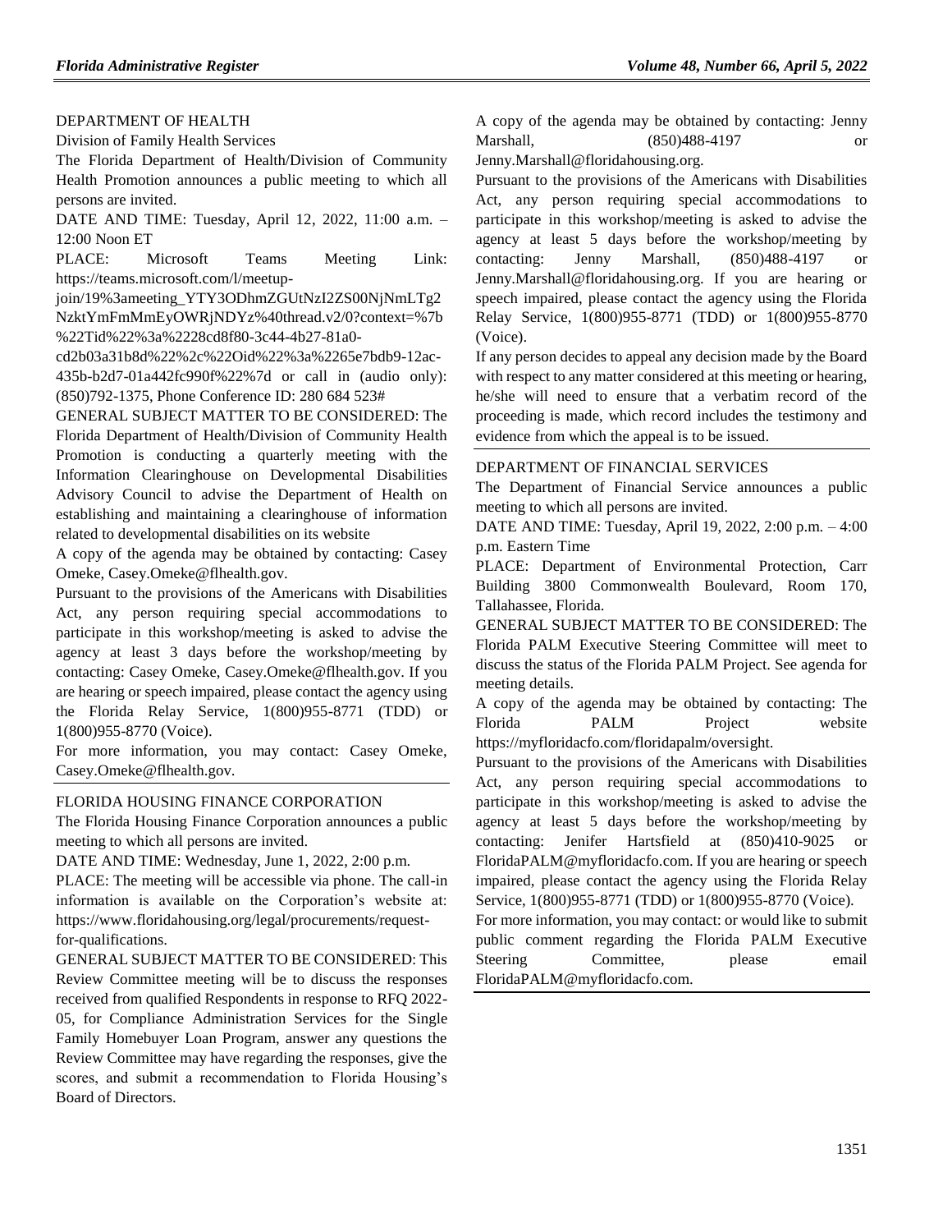DEPARTMENT OF HEALTH

Division of Family Health Services

The Florida Department of Health/Division of Community Health Promotion announces a public meeting to which all persons are invited.

DATE AND TIME: Tuesday, April 12, 2022, 11:00 a.m. – 12:00 Noon ET

PLACE: Microsoft Teams Meeting Link: https://teams.microsoft.com/l/meetup-join/19%3ameeting_YTY3ODhmZGUtNzI2ZS00NjNmLTg2NzktYmFmMmEyOWRjNDYz%40thread.v2/0?context=%7b%22Tid%22%3a%2228cd8f80-3c44-4b27-81a0-cd2b03a31b8d%22%2c%22Oid%22%3a%2265e7bdb9-12ac-435b-b2d7-01a442fc990f%22%7d or call in (audio only): (850)792-1375, Phone Conference ID: 280 684 523#

GENERAL SUBJECT MATTER TO BE CONSIDERED: The Florida Department of Health/Division of Community Health Promotion is conducting a quarterly meeting with the Information Clearinghouse on Developmental Disabilities Advisory Council to advise the Department of Health on establishing and maintaining a clearinghouse of information related to developmental disabilities on its website

A copy of the agenda may be obtained by contacting: Casey Omeke, Casey.Omeke@flhealth.gov.

Pursuant to the provisions of the Americans with Disabilities Act, any person requiring special accommodations to participate in this workshop/meeting is asked to advise the agency at least 3 days before the workshop/meeting by contacting: Casey Omeke, Casey.Omeke@flhealth.gov. If you are hearing or speech impaired, please contact the agency using the Florida Relay Service, 1(800)955-8771 (TDD) or 1(800)955-8770 (Voice).

For more information, you may contact: Casey Omeke, Casey.Omeke@flhealth.gov.

---

FLORIDA HOUSING FINANCE CORPORATION

The Florida Housing Finance Corporation announces a public meeting to which all persons are invited.

DATE AND TIME: Wednesday, June 1, 2022, 2:00 p.m.

PLACE: The meeting will be accessible via phone. The call-in information is available on the Corporation's website at: https://www.floridahousing.org/legal/procurements/request-for-qualifications.

GENERAL SUBJECT MATTER TO BE CONSIDERED: This Review Committee meeting will be to discuss the responses received from qualified Respondents in response to RFQ 2022-05, for Compliance Administration Services for the Single Family Homebuyer Loan Program, answer any questions the Review Committee may have regarding the responses, give the scores, and submit a recommendation to Florida Housing's Board of Directors.

A copy of the agenda may be obtained by contacting: Jenny Marshall, (850)488-4197 or Jenny.Marshall@floridahousing.org.

Pursuant to the provisions of the Americans with Disabilities Act, any person requiring special accommodations to participate in this workshop/meeting is asked to advise the agency at least 5 days before the workshop/meeting by contacting: Jenny Marshall, (850)488-4197 or Jenny.Marshall@floridahousing.org. If you are hearing or speech impaired, please contact the agency using the Florida Relay Service, 1(800)955-8771 (TDD) or 1(800)955-8770 (Voice).

If any person decides to appeal any decision made by the Board with respect to any matter considered at this meeting or hearing, he/she will need to ensure that a verbatim record of the proceeding is made, which record includes the testimony and evidence from which the appeal is to be issued.

---

DEPARTMENT OF FINANCIAL SERVICES

The Department of Financial Service announces a public meeting to which all persons are invited.

DATE AND TIME: Tuesday, April 19, 2022, 2:00 p.m. – 4:00 p.m. Eastern Time

PLACE: Department of Environmental Protection, Carr Building 3800 Commonwealth Boulevard, Room 170, Tallahassee, Florida.

GENERAL SUBJECT MATTER TO BE CONSIDERED: The Florida PALM Executive Steering Committee will meet to discuss the status of the Florida PALM Project. See agenda for meeting details.

A copy of the agenda may be obtained by contacting: The Florida PALM Project website https://myfloridacfo.com/floridapalm/oversight.

Pursuant to the provisions of the Americans with Disabilities Act, any person requiring special accommodations to participate in this workshop/meeting is asked to advise the agency at least 5 days before the workshop/meeting by contacting: Jenifer Hartsfield at (850)410-9025 or FloridaPALM@myfloridacfo.com. If you are hearing or speech impaired, please contact the agency using the Florida Relay Service, 1(800)955-8771 (TDD) or 1(800)955-8770 (Voice).

For more information, you may contact: or would like to submit public comment regarding the Florida PALM Executive Steering Committee, please email FloridaPALM@myfloridacfo.com.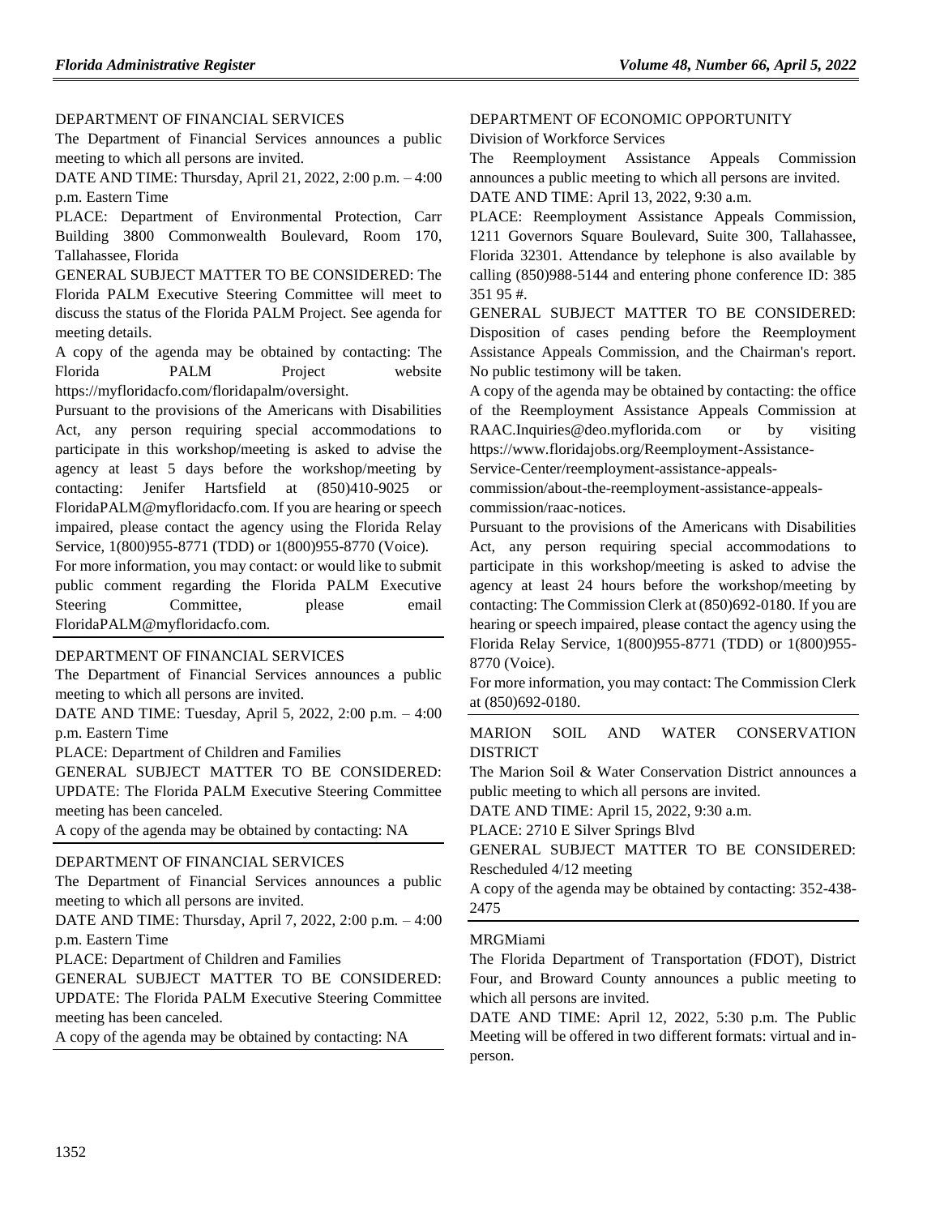DEPARTMENT OF FINANCIAL SERVICES

The Department of Financial Services announces a public meeting to which all persons are invited.

DATE AND TIME: Thursday, April 21, 2022, 2:00 p.m. – 4:00 p.m. Eastern Time

PLACE: Department of Environmental Protection, Carr Building 3800 Commonwealth Boulevard, Room 170, Tallahassee, Florida

GENERAL SUBJECT MATTER TO BE CONSIDERED: The Florida PALM Executive Steering Committee will meet to discuss the status of the Florida PALM Project. See agenda for meeting details.

A copy of the agenda may be obtained by contacting: The Florida PALM Project website https://myfloridacfo.com/floridapalm/oversight.

Pursuant to the provisions of the Americans with Disabilities Act, any person requiring special accommodations to participate in this workshop/meeting is asked to advise the agency at least 5 days before the workshop/meeting by contacting: Jenifer Hartsfield at (850)410-9025 or FloridaPALM@myfloridacfo.com. If you are hearing or speech impaired, please contact the agency using the Florida Relay Service, 1(800)955-8771 (TDD) or 1(800)955-8770 (Voice).

For more information, you may contact: or would like to submit public comment regarding the Florida PALM Executive Steering Committee, please email FloridaPALM@myfloridacfo.com.

DEPARTMENT OF FINANCIAL SERVICES

The Department of Financial Services announces a public meeting to which all persons are invited.

DATE AND TIME: Tuesday, April 5, 2022, 2:00 p.m. – 4:00 p.m. Eastern Time

PLACE: Department of Children and Families

GENERAL SUBJECT MATTER TO BE CONSIDERED: UPDATE: The Florida PALM Executive Steering Committee meeting has been canceled.

A copy of the agenda may be obtained by contacting: NA

DEPARTMENT OF FINANCIAL SERVICES

The Department of Financial Services announces a public meeting to which all persons are invited.

DATE AND TIME: Thursday, April 7, 2022, 2:00 p.m. – 4:00 p.m. Eastern Time

PLACE: Department of Children and Families

GENERAL SUBJECT MATTER TO BE CONSIDERED: UPDATE: The Florida PALM Executive Steering Committee meeting has been canceled.

A copy of the agenda may be obtained by contacting: NA

DEPARTMENT OF ECONOMIC OPPORTUNITY

Division of Workforce Services

The Reemployment Assistance Appeals Commission announces a public meeting to which all persons are invited.

DATE AND TIME: April 13, 2022, 9:30 a.m.

PLACE: Reemployment Assistance Appeals Commission, 1211 Governors Square Boulevard, Suite 300, Tallahassee, Florida 32301. Attendance by telephone is also available by calling (850)988-5144 and entering phone conference ID: 385 351 95 #.

GENERAL SUBJECT MATTER TO BE CONSIDERED: Disposition of cases pending before the Reemployment Assistance Appeals Commission, and the Chairman's report. No public testimony will be taken.

A copy of the agenda may be obtained by contacting: the office of the Reemployment Assistance Appeals Commission at RAAC.Inquiries@deo.myflorida.com or by visiting https://www.floridajobs.org/Reemployment-Assistance-Service-Center/reemployment-assistance-appeals-commission/about-the-reemployment-assistance-appeals-commission/raac-notices.

Pursuant to the provisions of the Americans with Disabilities Act, any person requiring special accommodations to participate in this workshop/meeting is asked to advise the agency at least 24 hours before the workshop/meeting by contacting: The Commission Clerk at (850)692-0180. If you are hearing or speech impaired, please contact the agency using the Florida Relay Service, 1(800)955-8771 (TDD) or 1(800)955-8770 (Voice).

For more information, you may contact: The Commission Clerk at (850)692-0180.

MARION SOIL AND WATER CONSERVATION DISTRICT

The Marion Soil & Water Conservation District announces a public meeting to which all persons are invited.

DATE AND TIME: April 15, 2022, 9:30 a.m.

PLACE: 2710 E Silver Springs Blvd

GENERAL SUBJECT MATTER TO BE CONSIDERED: Rescheduled 4/12 meeting

A copy of the agenda may be obtained by contacting: 352-438-2475

MRGMiami

The Florida Department of Transportation (FDOT), District Four, and Broward County announces a public meeting to which all persons are invited.

DATE AND TIME: April 12, 2022, 5:30 p.m. The Public Meeting will be offered in two different formats: virtual and in-person.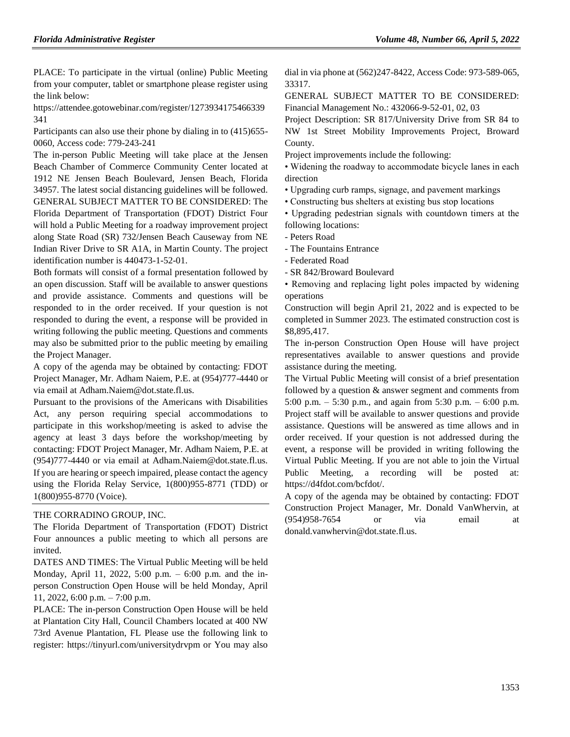PLACE: To participate in the virtual (online) Public Meeting from your computer, tablet or smartphone please register using the link below:

https://attendee.gotowebinar.com/register/1273934175466339341

Participants can also use their phone by dialing in to (415)655-0060, Access code: 779-243-241

The in-person Public Meeting will take place at the Jensen Beach Chamber of Commerce Community Center located at 1912 NE Jensen Beach Boulevard, Jensen Beach, Florida 34957. The latest social distancing guidelines will be followed.

GENERAL SUBJECT MATTER TO BE CONSIDERED: The Florida Department of Transportation (FDOT) District Four will hold a Public Meeting for a roadway improvement project along State Road (SR) 732/Jensen Beach Causeway from NE Indian River Drive to SR A1A, in Martin County. The project identification number is 440473-1-52-01.

Both formats will consist of a formal presentation followed by an open discussion. Staff will be available to answer questions and provide assistance. Comments and questions will be responded to in the order received. If your question is not responded to during the event, a response will be provided in writing following the public meeting. Questions and comments may also be submitted prior to the public meeting by emailing the Project Manager.

A copy of the agenda may be obtained by contacting: FDOT Project Manager, Mr. Adham Naiem, P.E. at (954)777-4440 or via email at Adham.Naiem@dot.state.fl.us.

Pursuant to the provisions of the Americans with Disabilities Act, any person requiring special accommodations to participate in this workshop/meeting is asked to advise the agency at least 3 days before the workshop/meeting by contacting: FDOT Project Manager, Mr. Adham Naiem, P.E. at (954)777-4440 or via email at Adham.Naiem@dot.state.fl.us. If you are hearing or speech impaired, please contact the agency using the Florida Relay Service, 1(800)955-8771 (TDD) or 1(800)955-8770 (Voice).

---

THE CORRADINO GROUP, INC.

The Florida Department of Transportation (FDOT) District Four announces a public meeting to which all persons are invited.

DATES AND TIMES: The Virtual Public Meeting will be held Monday, April 11, 2022, 5:00 p.m. – 6:00 p.m. and the in-person Construction Open House will be held Monday, April 11, 2022, 6:00 p.m. – 7:00 p.m.

PLACE: The in-person Construction Open House will be held at Plantation City Hall, Council Chambers located at 400 NW 73rd Avenue Plantation, FL Please use the following link to register: https://tinyurl.com/universitydrvpm or You may also dial in via phone at (562)247-8422, Access Code: 973-589-065, 33317.

GENERAL SUBJECT MATTER TO BE CONSIDERED: Financial Management No.: 432066-9-52-01, 02, 03

Project Description: SR 817/University Drive from SR 84 to NW 1st Street Mobility Improvements Project, Broward County.

Project improvements include the following:

• Widening the roadway to accommodate bicycle lanes in each direction

• Upgrading curb ramps, signage, and pavement markings

• Constructing bus shelters at existing bus stop locations

• Upgrading pedestrian signals with countdown timers at the following locations:

- Peters Road
- The Fountains Entrance
- Federated Road
- SR 842/Broward Boulevard

• Removing and replacing light poles impacted by widening operations

Construction will begin April 21, 2022 and is expected to be completed in Summer 2023. The estimated construction cost is $8,895,417.

The in-person Construction Open House will have project representatives available to answer questions and provide assistance during the meeting.

The Virtual Public Meeting will consist of a brief presentation followed by a question & answer segment and comments from 5:00 p.m. – 5:30 p.m., and again from 5:30 p.m. – 6:00 p.m. Project staff will be available to answer questions and provide assistance. Questions will be answered as time allows and in order received. If your question is not addressed during the event, a response will be provided in writing following the Virtual Public Meeting. If you are not able to join the Virtual Public Meeting, a recording will be posted at: https://d4fdot.com/bcfdot/.

A copy of the agenda may be obtained by contacting: FDOT Construction Project Manager, Mr. Donald VanWhervin, at (954)958-7654 or via email at donald.vanwhervin@dot.state.fl.us.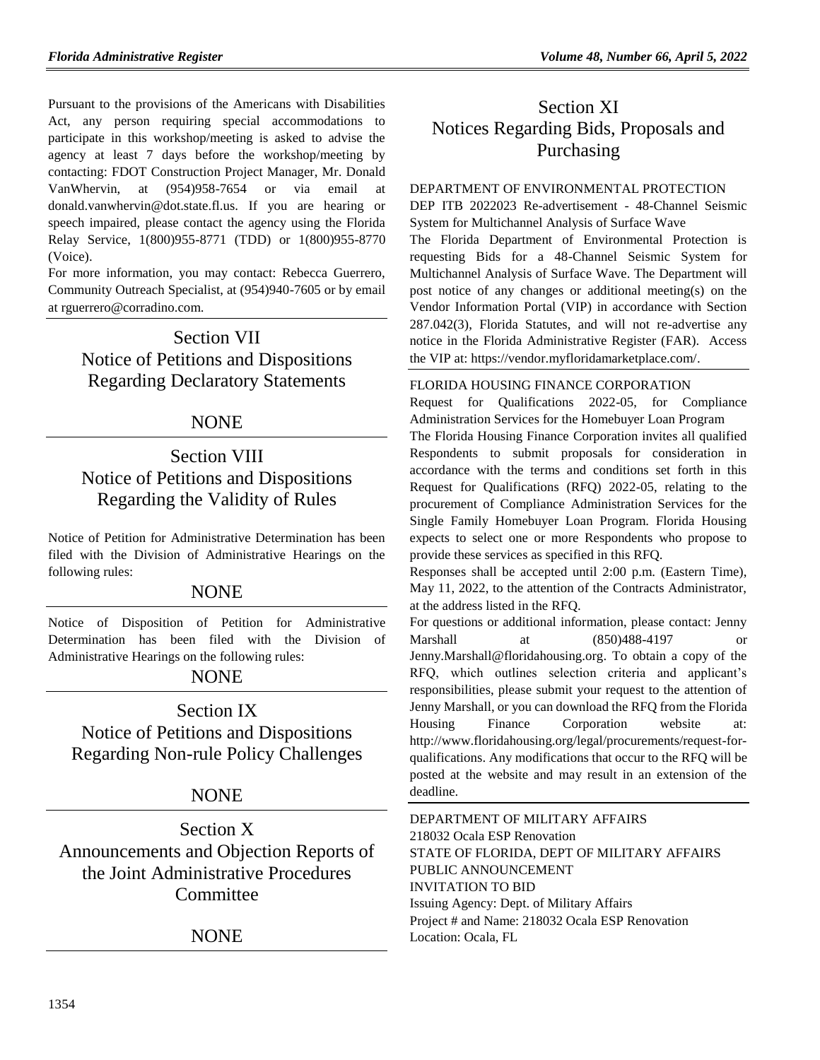Pursuant to the provisions of the Americans with Disabilities Act, any person requiring special accommodations to participate in this workshop/meeting is asked to advise the agency at least 7 days before the workshop/meeting by contacting: FDOT Construction Project Manager, Mr. Donald VanWhervin, at (954)958-7654 or via email at donald.vanwhervin@dot.state.fl.us. If you are hearing or speech impaired, please contact the agency using the Florida Relay Service, 1(800)955-8771 (TDD) or 1(800)955-8770 (Voice).

For more information, you may contact: Rebecca Guerrero, Community Outreach Specialist, at (954)940-7605 or by email at rguerrero@corradino.com.

## Section VII
## Notice of Petitions and Dispositions Regarding Declaratory Statements

NONE

## Section VIII
## Notice of Petitions and Dispositions Regarding the Validity of Rules

Notice of Petition for Administrative Determination has been filed with the Division of Administrative Hearings on the following rules:

NONE

Notice of Disposition of Petition for Administrative Determination has been filed with the Division of Administrative Hearings on the following rules:

NONE

## Section IX
## Notice of Petitions and Dispositions Regarding Non-rule Policy Challenges

NONE

## Section X
## Announcements and Objection Reports of the Joint Administrative Procedures Committee

NONE

## Section XI
## Notices Regarding Bids, Proposals and Purchasing

DEPARTMENT OF ENVIRONMENTAL PROTECTION

DEP ITB 2022023 Re-advertisement - 48-Channel Seismic System for Multichannel Analysis of Surface Wave

The Florida Department of Environmental Protection is requesting Bids for a 48-Channel Seismic System for Multichannel Analysis of Surface Wave. The Department will post notice of any changes or additional meeting(s) on the Vendor Information Portal (VIP) in accordance with Section 287.042(3), Florida Statutes, and will not re-advertise any notice in the Florida Administrative Register (FAR). Access the VIP at: https://vendor.myfloridamarketplace.com/.

FLORIDA HOUSING FINANCE CORPORATION

Request for Qualifications 2022-05, for Compliance Administration Services for the Homebuyer Loan Program

The Florida Housing Finance Corporation invites all qualified Respondents to submit proposals for consideration in accordance with the terms and conditions set forth in this Request for Qualifications (RFQ) 2022-05, relating to the procurement of Compliance Administration Services for the Single Family Homebuyer Loan Program. Florida Housing expects to select one or more Respondents who propose to provide these services as specified in this RFQ.

Responses shall be accepted until 2:00 p.m. (Eastern Time), May 11, 2022, to the attention of the Contracts Administrator, at the address listed in the RFQ.

For questions or additional information, please contact: Jenny Marshall at (850)488-4197 or Jenny.Marshall@floridahousing.org. To obtain a copy of the RFQ, which outlines selection criteria and applicant's responsibilities, please submit your request to the attention of Jenny Marshall, or you can download the RFQ from the Florida Housing Finance Corporation website at: http://www.floridahousing.org/legal/procurements/request-for-qualifications. Any modifications that occur to the RFQ will be posted at the website and may result in an extension of the deadline.

DEPARTMENT OF MILITARY AFFAIRS

218032 Ocala ESP Renovation

STATE OF FLORIDA, DEPT OF MILITARY AFFAIRS

PUBLIC ANNOUNCEMENT

INVITATION TO BID

Issuing Agency: Dept. of Military Affairs

Project # and Name: 218032 Ocala ESP Renovation

Location: Ocala, FL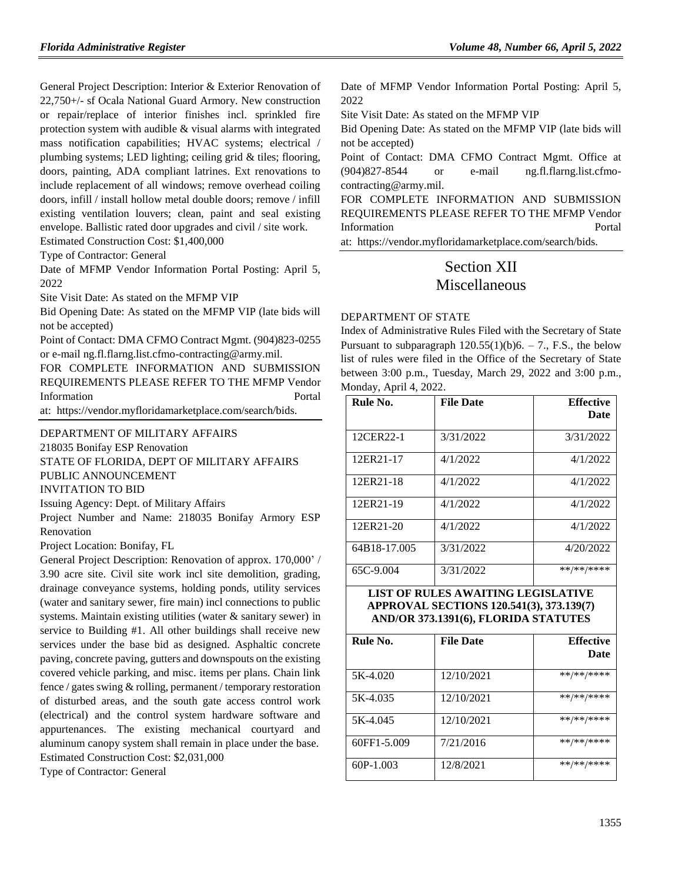General Project Description: Interior & Exterior Renovation of 22,750+/- sf Ocala National Guard Armory. New construction or repair/replace of interior finishes incl. sprinkled fire protection system with audible & visual alarms with integrated mass notification capabilities; HVAC systems; electrical / plumbing systems; LED lighting; ceiling grid & tiles; flooring, doors, painting, ADA compliant latrines. Ext renovations to include replacement of all windows; remove overhead coiling doors, infill / install hollow metal double doors; remove / infill existing ventilation louvers; clean, paint and seal existing envelope. Ballistic rated door upgrades and civil / site work.

Estimated Construction Cost: $1,400,000

Type of Contractor: General

Date of MFMP Vendor Information Portal Posting: April 5, 2022

Site Visit Date: As stated on the MFMP VIP

Bid Opening Date: As stated on the MFMP VIP (late bids will not be accepted)

Point of Contact: DMA CFMO Contract Mgmt. (904)823-0255 or e-mail ng.fl.flarng.list.cfmo-contracting@army.mil.

FOR COMPLETE INFORMATION AND SUBMISSION REQUIREMENTS PLEASE REFER TO THE MFMP Vendor Information Portal at: https://vendor.myfloridamarketplace.com/search/bids.

DEPARTMENT OF MILITARY AFFAIRS

218035 Bonifay ESP Renovation

STATE OF FLORIDA, DEPT OF MILITARY AFFAIRS

PUBLIC ANNOUNCEMENT

INVITATION TO BID

Issuing Agency: Dept. of Military Affairs

Project Number and Name: 218035 Bonifay Armory ESP Renovation

Project Location: Bonifay, FL

General Project Description: Renovation of approx. 170,000' / 3.90 acre site. Civil site work incl site demolition, grading, drainage conveyance systems, holding ponds, utility services (water and sanitary sewer, fire main) incl connections to public systems. Maintain existing utilities (water & sanitary sewer) in service to Building #1. All other buildings shall receive new services under the base bid as designed. Asphaltic concrete paving, concrete paving, gutters and downspouts on the existing covered vehicle parking, and misc. items per plans. Chain link fence / gates swing & rolling, permanent / temporary restoration of disturbed areas, and the south gate access control work (electrical) and the control system hardware software and appurtenances. The existing mechanical courtyard and aluminum canopy system shall remain in place under the base.

Estimated Construction Cost: $2,031,000

Type of Contractor: General

Date of MFMP Vendor Information Portal Posting: April 5, 2022

Site Visit Date: As stated on the MFMP VIP

Bid Opening Date: As stated on the MFMP VIP (late bids will not be accepted)

Point of Contact: DMA CFMO Contract Mgmt. Office at (904)827-8544 or e-mail ng.fl.flarng.list.cfmo-contracting@army.mil.

FOR COMPLETE INFORMATION AND SUBMISSION REQUIREMENTS PLEASE REFER TO THE MFMP Vendor Information Portal at: https://vendor.myfloridamarketplace.com/search/bids.

# Section XII Miscellaneous

DEPARTMENT OF STATE

Index of Administrative Rules Filed with the Secretary of State

Pursuant to subparagraph 120.55(1)(b)6. – 7., F.S., the below list of rules were filed in the Office of the Secretary of State between 3:00 p.m., Tuesday, March 29, 2022 and 3:00 p.m., Monday, April 4, 2022.

| Rule No. | File Date | Effective Date |
|---|---|---|
| 12CER22-1 | 3/31/2022 | 3/31/2022 |
| 12ER21-17 | 4/1/2022 | 4/1/2022 |
| 12ER21-18 | 4/1/2022 | 4/1/2022 |
| 12ER21-19 | 4/1/2022 | 4/1/2022 |
| 12ER21-20 | 4/1/2022 | 4/1/2022 |
| 64B18-17.005 | 3/31/2022 | 4/20/2022 |
| 65C-9.004 | 3/31/2022 | **/**/**** |

**LIST OF RULES AWAITING LEGISLATIVE APPROVAL SECTIONS 120.541(3), 373.139(7) AND/OR 373.1391(6), FLORIDA STATUTES**

| Rule No. | File Date | Effective Date |
|---|---|---|
| 5K-4.020 | 12/10/2021 | **/**/**** |
| 5K-4.035 | 12/10/2021 | **/**/**** |
| 5K-4.045 | 12/10/2021 | **/**/**** |
| 60FF1-5.009 | 7/21/2016 | **/**/**** |
| 60P-1.003 | 12/8/2021 | **/**/**** |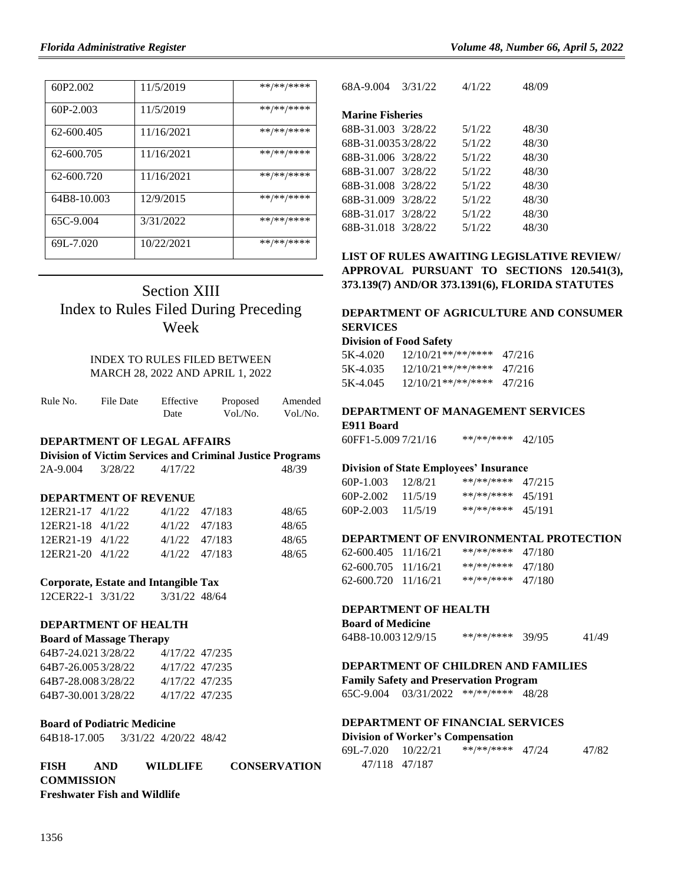| 60P2.002 | 11/5/2019 | \*\*/\*\*/\*\*\*\* |
|---|---|---|
| 60P-2.003 | 11/5/2019 | \*\*/\*\*/\*\*\*\* |
| 62-600.405 | 11/16/2021 | \*\*/\*\*/\*\*\*\* |
| 62-600.705 | 11/16/2021 | \*\*/\*\*/\*\*\*\* |
| 62-600.720 | 11/16/2021 | \*\*/\*\*/\*\*\*\* |
| 64B8-10.003 | 12/9/2015 | \*\*/\*\*/\*\*\*\* |
| 65C-9.004 | 3/31/2022 | \*\*/\*\*/\*\*\*\* |
| 69L-7.020 | 10/22/2021 | \*\*/\*\*/\*\*\*\* |

# Section XIII
# Index to Rules Filed During Preceding Week

INDEX TO RULES FILED BETWEEN MARCH 28, 2022 AND APRIL 1, 2022

| Rule No. | File Date | Effective Date | Proposed Vol./No. | Amended Vol./No. |
|---|---|---|---|---|
| **DEPARTMENT OF LEGAL AFFAIRS** | | | | |
| **Division of Victim Services and Criminal Justice Programs** | | | | |
| 2A-9.004 | 3/28/22 | 4/17/22 | | 48/39 |
| **DEPARTMENT OF REVENUE** | | | | |
| 12ER21-17 | 4/1/22 | 4/1/22 | 47/183 | 48/65 |
| 12ER21-18 | 4/1/22 | 4/1/22 | 47/183 | 48/65 |
| 12ER21-19 | 4/1/22 | 4/1/22 | 47/183 | 48/65 |
| 12ER21-20 | 4/1/22 | 4/1/22 | 47/183 | 48/65 |
| **Corporate, Estate and Intangible Tax** | | | | |
| 12CER22-1 | 3/31/22 | 3/31/22 | 48/64 | |
| **DEPARTMENT OF HEALTH** | | | | |
| **Board of Massage Therapy** | | | | |
| 64B7-24.021 | 3/28/22 | 4/17/22 | 47/235 | |
| 64B7-26.005 | 3/28/22 | 4/17/22 | 47/235 | |
| 64B7-28.008 | 3/28/22 | 4/17/22 | 47/235 | |
| 64B7-30.001 | 3/28/22 | 4/17/22 | 47/235 | |
| **Board of Podiatric Medicine** | | | | |
| 64B18-17.005 | 3/31/22 | 4/20/22 | 48/42 | |
| **FISH AND WILDLIFE CONSERVATION COMMISSION** | | | | |
| **Freshwater Fish and Wildlife** | | | | |
| 68A-9.004 | 3/31/22 | 4/1/22 | 48/09 | |
| **Marine Fisheries** | | | | |
| 68B-31.003 | 3/28/22 | 5/1/22 | 48/30 | |
| 68B-31.0035 | 3/28/22 | 5/1/22 | 48/30 | |
| 68B-31.006 | 3/28/22 | 5/1/22 | 48/30 | |
| 68B-31.007 | 3/28/22 | 5/1/22 | 48/30 | |
| 68B-31.008 | 3/28/22 | 5/1/22 | 48/30 | |
| 68B-31.009 | 3/28/22 | 5/1/22 | 48/30 | |
| 68B-31.017 | 3/28/22 | 5/1/22 | 48/30 | |
| 68B-31.018 | 3/28/22 | 5/1/22 | 48/30 | |

**LIST OF RULES AWAITING LEGISLATIVE REVIEW/ APPROVAL PURSUANT TO SECTIONS 120.541(3), 373.139(7) AND/OR 373.1391(6), FLORIDA STATUTES**

| Rule No. | File Date | Effective Date | Proposed Vol./No. | Amended Vol./No. |
|---|---|---|---|---|
| **DEPARTMENT OF AGRICULTURE AND CONSUMER SERVICES** | | | | |
| **Division of Food Safety** | | | | |
| 5K-4.020 | 12/10/21 | \*\*/\*\*/\*\*\*\* | 47/216 | |
| 5K-4.035 | 12/10/21 | \*\*/\*\*/\*\*\*\* | 47/216 | |
| 5K-4.045 | 12/10/21 | \*\*/\*\*/\*\*\*\* | 47/216 | |
| **DEPARTMENT OF MANAGEMENT SERVICES** | | | | |
| **E911 Board** | | | | |
| 60FF1-5.009 | 7/21/16 | \*\*/\*\*/\*\*\*\* | 42/105 | |
| **Division of State Employees' Insurance** | | | | |
| 60P-1.003 | 12/8/21 | \*\*/\*\*/\*\*\*\* | 47/215 | |
| 60P-2.002 | 11/5/19 | \*\*/\*\*/\*\*\*\* | 45/191 | |
| 60P-2.003 | 11/5/19 | \*\*/\*\*/\*\*\*\* | 45/191 | |
| **DEPARTMENT OF ENVIRONMENTAL PROTECTION** | | | | |
| 62-600.405 | 11/16/21 | \*\*/\*\*/\*\*\*\* | 47/180 | |
| 62-600.705 | 11/16/21 | \*\*/\*\*/\*\*\*\* | 47/180 | |
| 62-600.720 | 11/16/21 | \*\*/\*\*/\*\*\*\* | 47/180 | |
| **DEPARTMENT OF HEALTH** | | | | |
| **Board of Medicine** | | | | |
| 64B8-10.003 | 12/9/15 | \*\*/\*\*/\*\*\*\* | 39/95 | 41/49 |
| **DEPARTMENT OF CHILDREN AND FAMILIES** | | | | |
| **Family Safety and Preservation Program** | | | | |
| 65C-9.004 | 03/31/2022 | \*\*/\*\*/\*\*\*\* | 48/28 | |
| **DEPARTMENT OF FINANCIAL SERVICES** | | | | |
| **Division of Worker's Compensation** | | | | |
| 69L-7.020 | 10/22/21 | \*\*/\*\*/\*\*\*\* | 47/24 | 47/82 47/118 47/187 |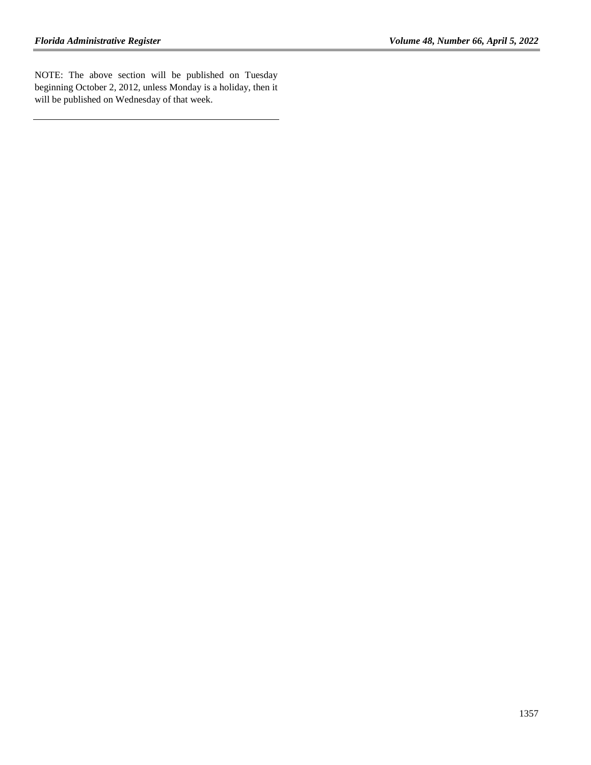NOTE: The above section will be published on Tuesday beginning October 2, 2012, unless Monday is a holiday, then it will be published on Wednesday of that week.